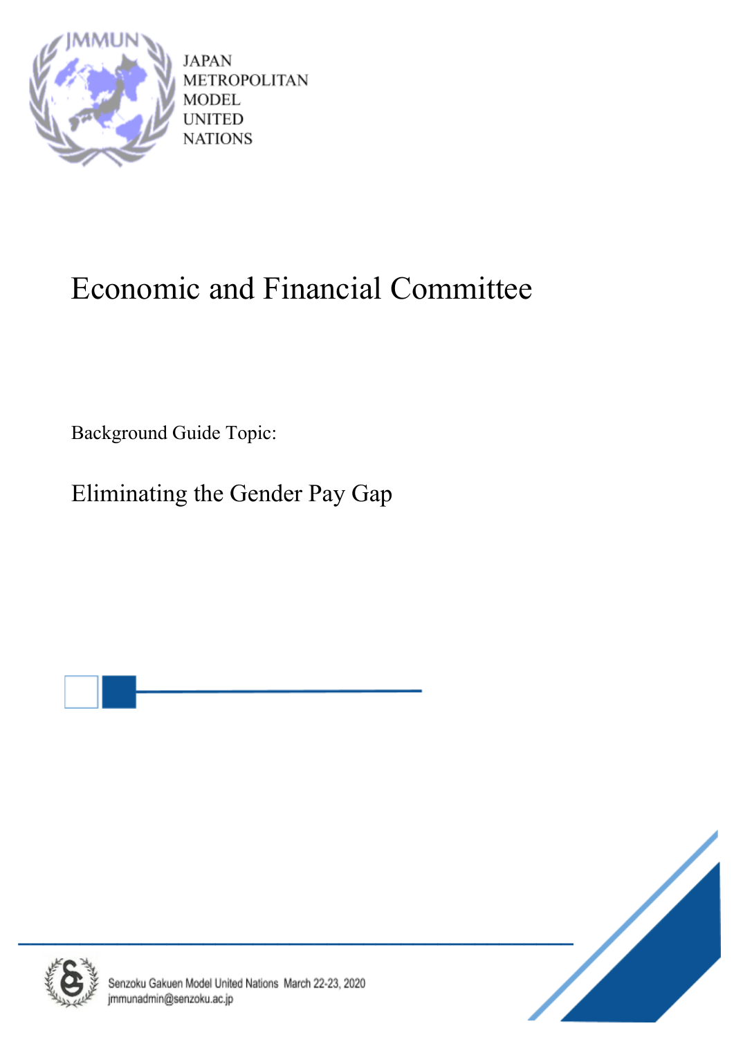JAPAN
METROPOLITAN
MODEL
UNITED
NATIONS

# Economic and Financial Committee

Background Guide Topic:

## Eliminating the Gender Pay Gap

Senzoku Gakuen Model United Nations March 22-23, 2020
jmmunadmin@senzoku.ac.jp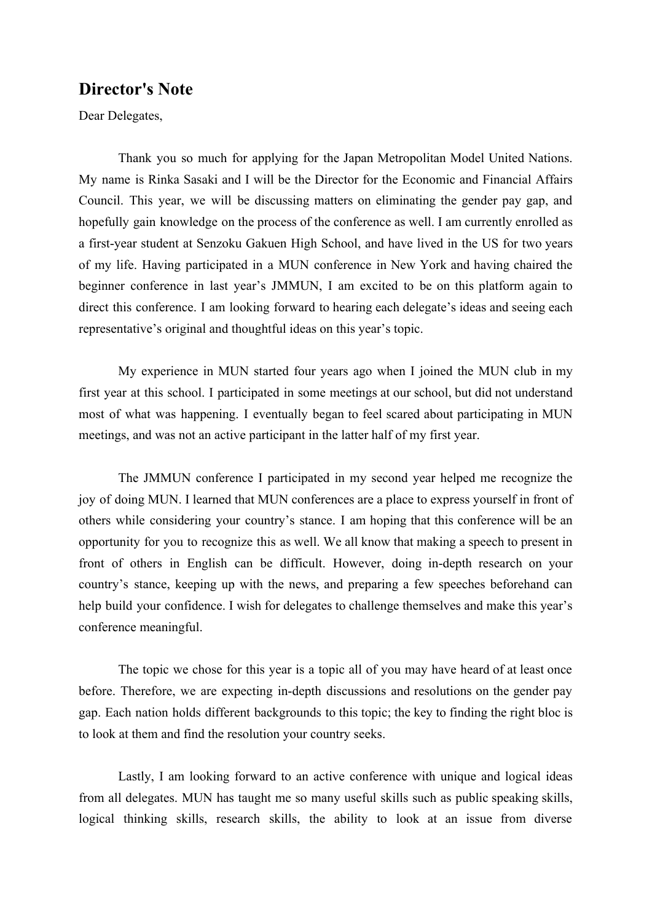## Director's Note

Dear Delegates,

Thank you so much for applying for the Japan Metropolitan Model United Nations. My name is Rinka Sasaki and I will be the Director for the Economic and Financial Affairs Council. This year, we will be discussing matters on eliminating the gender pay gap, and hopefully gain knowledge on the process of the conference as well. I am currently enrolled as a first-year student at Senzoku Gakuen High School, and have lived in the US for two years of my life. Having participated in a MUN conference in New York and having chaired the beginner conference in last year's JMMUN, I am excited to be on this platform again to direct this conference. I am looking forward to hearing each delegate's ideas and seeing each representative's original and thoughtful ideas on this year's topic.

My experience in MUN started four years ago when I joined the MUN club in my first year at this school. I participated in some meetings at our school, but did not understand most of what was happening. I eventually began to feel scared about participating in MUN meetings, and was not an active participant in the latter half of my first year.

The JMMUN conference I participated in my second year helped me recognize the joy of doing MUN. I learned that MUN conferences are a place to express yourself in front of others while considering your country's stance. I am hoping that this conference will be an opportunity for you to recognize this as well. We all know that making a speech to present in front of others in English can be difficult. However, doing in-depth research on your country's stance, keeping up with the news, and preparing a few speeches beforehand can help build your confidence. I wish for delegates to challenge themselves and make this year's conference meaningful.

The topic we chose for this year is a topic all of you may have heard of at least once before. Therefore, we are expecting in-depth discussions and resolutions on the gender pay gap. Each nation holds different backgrounds to this topic; the key to finding the right bloc is to look at them and find the resolution your country seeks.

Lastly, I am looking forward to an active conference with unique and logical ideas from all delegates. MUN has taught me so many useful skills such as public speaking skills, logical thinking skills, research skills, the ability to look at an issue from diverse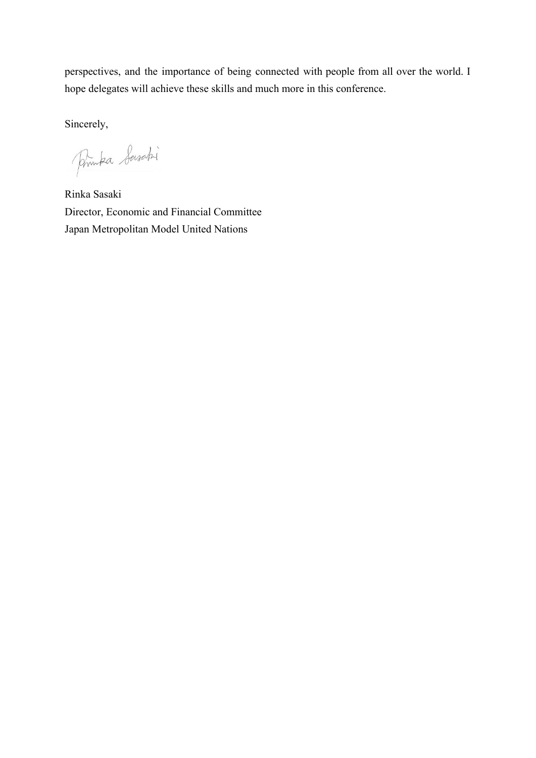perspectives, and the importance of being connected with people from all over the world. I hope delegates will achieve these skills and much more in this conference.

Sincerely,

Rinka Sasaki  
Director, Economic and Financial Committee  
Japan Metropolitan Model United Nations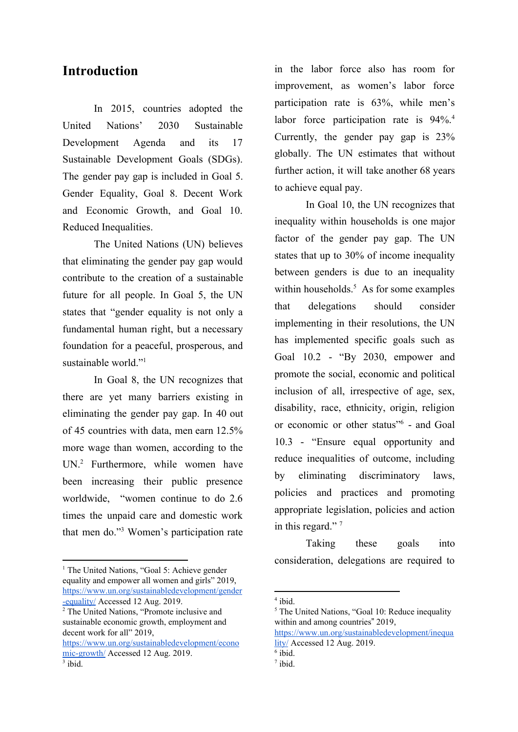## Introduction

In 2015, countries adopted the United Nations' 2030 Sustainable Development Agenda and its 17 Sustainable Development Goals (SDGs). The gender pay gap is included in Goal 5. Gender Equality, Goal 8. Decent Work and Economic Growth, and Goal 10. Reduced Inequalities.

The United Nations (UN) believes that eliminating the gender pay gap would contribute to the creation of a sustainable future for all people. In Goal 5, the UN states that "gender equality is not only a fundamental human right, but a necessary foundation for a peaceful, prosperous, and sustainable world."[1]

In Goal 8, the UN recognizes that there are yet many barriers existing in eliminating the gender pay gap. In 40 out of 45 countries with data, men earn 12.5% more wage than women, according to the UN.[2] Furthermore, while women have been increasing their public presence worldwide, "women continue to do 2.6 times the unpaid care and domestic work that men do."[3] Women's participation rate in the labor force also has room for improvement, as women's labor force participation rate is 63%, while men's labor force participation rate is 94%.[4] Currently, the gender pay gap is 23% globally. The UN estimates that without further action, it will take another 68 years to achieve equal pay.

In Goal 10, the UN recognizes that inequality within households is one major factor of the gender pay gap. The UN states that up to 30% of income inequality between genders is due to an inequality within households.[5] As for some examples that delegations should consider implementing in their resolutions, the UN has implemented specific goals such as Goal 10.2 - "By 2030, empower and promote the social, economic and political inclusion of all, irrespective of age, sex, disability, race, ethnicity, origin, religion or economic or other status"[6] - and Goal 10.3 - "Ensure equal opportunity and reduce inequalities of outcome, including by eliminating discriminatory laws, policies and practices and promoting appropriate legislation, policies and action in this regard." [7]

Taking these goals into consideration, delegations are required to

---

[1] The United Nations, "Goal 5: Achieve gender equality and empower all women and girls" 2019, https://www.un.org/sustainabledevelopment/gender-equality/ Accessed 12 Aug. 2019.

[2] The United Nations, "Promote inclusive and sustainable economic growth, employment and decent work for all" 2019, https://www.un.org/sustainabledevelopment/economic-growth/ Accessed 12 Aug. 2019.

[3] ibid.

[4] ibid.

[5] The United Nations, "Goal 10: Reduce inequality within and among countries" 2019, https://www.un.org/sustainabledevelopment/inequality/ Accessed 12 Aug. 2019.

[6] ibid.

[7] ibid.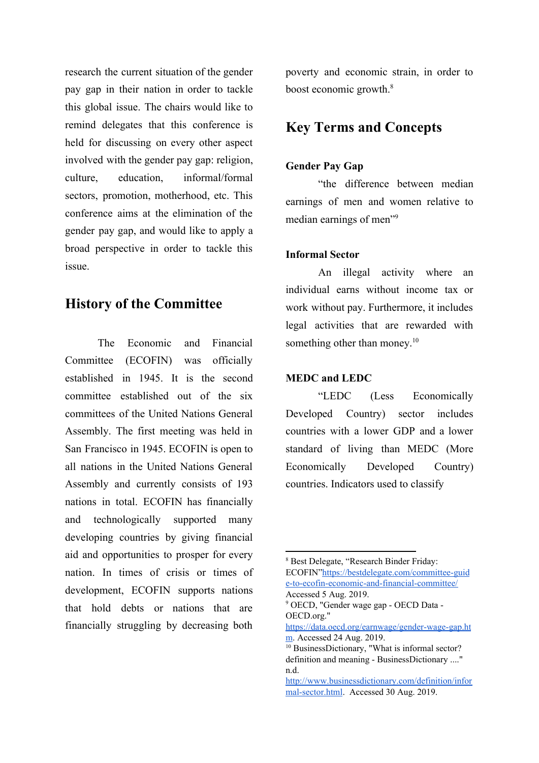research the current situation of the gender pay gap in their nation in order to tackle this global issue. The chairs would like to remind delegates that this conference is held for discussing on every other aspect involved with the gender pay gap: religion, culture, education, informal/formal sectors, promotion, motherhood, etc. This conference aims at the elimination of the gender pay gap, and would like to apply a broad perspective in order to tackle this issue.

## History of the Committee

The Economic and Financial Committee (ECOFIN) was officially established in 1945. It is the second committee established out of the six committees of the United Nations General Assembly. The first meeting was held in San Francisco in 1945. ECOFIN is open to all nations in the United Nations General Assembly and currently consists of 193 nations in total. ECOFIN has financially and technologically supported many developing countries by giving financial aid and opportunities to prosper for every nation. In times of crisis or times of development, ECOFIN supports nations that hold debts or nations that are financially struggling by decreasing both poverty and economic strain, in order to boost economic growth.[8]

## Key Terms and Concepts

### Gender Pay Gap

"the difference between median earnings of men and women relative to median earnings of men"[9]

### Informal Sector

An illegal activity where an individual earns without income tax or work without pay. Furthermore, it includes legal activities that are rewarded with something other than money.[10]

### MEDC and LEDC

"LEDC (Less Economically Developed Country) sector includes countries with a lower GDP and a lower standard of living than MEDC (More Economically Developed Country) countries. Indicators used to classify

---

[8] Best Delegate, "Research Binder Friday: ECOFIN"https://bestdelegate.com/committee-guide-to-ecofin-economic-and-financial-committee/ Accessed 5 Aug. 2019.

[9] OECD, "Gender wage gap - OECD Data - OECD.org." https://data.oecd.org/earnwage/gender-wage-gap.htm. Accessed 24 Aug. 2019.

[10] BusinessDictionary, "What is informal sector? definition and meaning - BusinessDictionary ...." n.d. http://www.businessdictionary.com/definition/informal-sector.html. Accessed 30 Aug. 2019.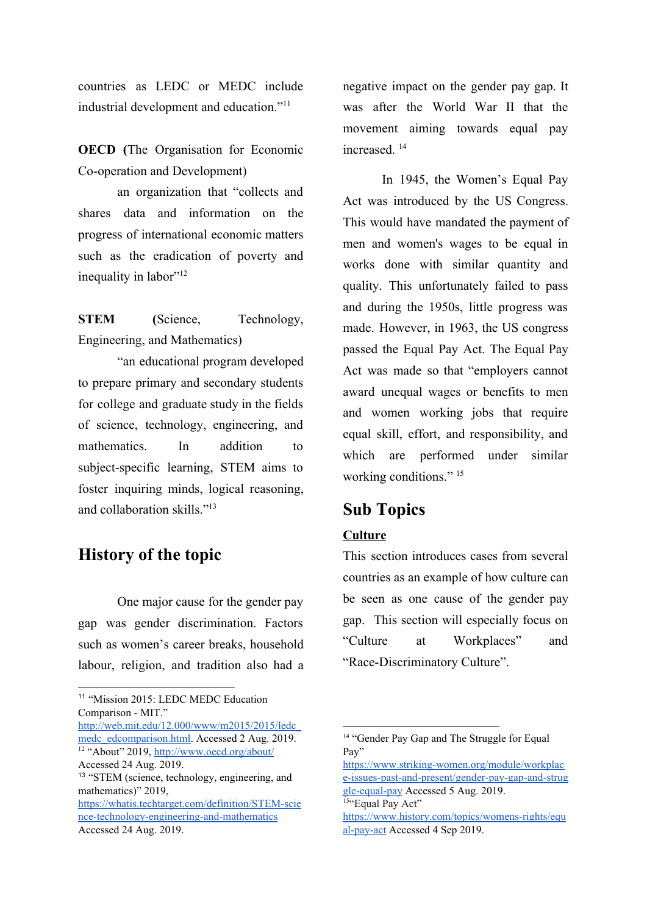countries as LEDC or MEDC include industrial development and education."[11]

**OECD** (The Organisation for Economic Co-operation and Development)

an organization that "collects and shares data and information on the progress of international economic matters such as the eradication of poverty and inequality in labor"[12]

**STEM** (Science, Technology, Engineering, and Mathematics)

"an educational program developed to prepare primary and secondary students for college and graduate study in the fields of science, technology, engineering, and mathematics. In addition to subject-specific learning, STEM aims to foster inquiring minds, logical reasoning, and collaboration skills."[13]

## History of the topic

One major cause for the gender pay gap was gender discrimination. Factors such as women's career breaks, household labour, religion, and tradition also had a negative impact on the gender pay gap. It was after the World War II that the movement aiming towards equal pay increased. [14]

In 1945, the Women's Equal Pay Act was introduced by the US Congress. This would have mandated the payment of men and women's wages to be equal in works done with similar quantity and quality. This unfortunately failed to pass and during the 1950s, little progress was made. However, in 1963, the US congress passed the Equal Pay Act. The Equal Pay Act was made so that "employers cannot award unequal wages or benefits to men and women working jobs that require equal skill, effort, and responsibility, and which are performed under similar working conditions." [15]

## Sub Topics

### Culture

This section introduces cases from several countries as an example of how culture can be seen as one cause of the gender pay gap. This section will especially focus on "Culture at Workplaces" and "Race-Discriminatory Culture".

---

[11] "Mission 2015: LEDC MEDC Education Comparison - MIT." http://web.mit.edu/12.000/www/m2015/2015/ledc_medc_edcomparison.html. Accessed 2 Aug. 2019.

[12] "About" 2019, http://www.oecd.org/about/ Accessed 24 Aug. 2019.

[13] "STEM (science, technology, engineering, and mathematics)" 2019, https://whatis.techtarget.com/definition/STEM-science-technology-engineering-and-mathematics Accessed 24 Aug. 2019.

[14] "Gender Pay Gap and The Struggle for Equal Pay" https://www.striking-women.org/module/workplace-issues-past-and-present/gender-pay-gap-and-struggle-equal-pay Accessed 5 Aug. 2019.

[15] "Equal Pay Act" https://www.history.com/topics/womens-rights/equal-pay-act Accessed 4 Sep 2019.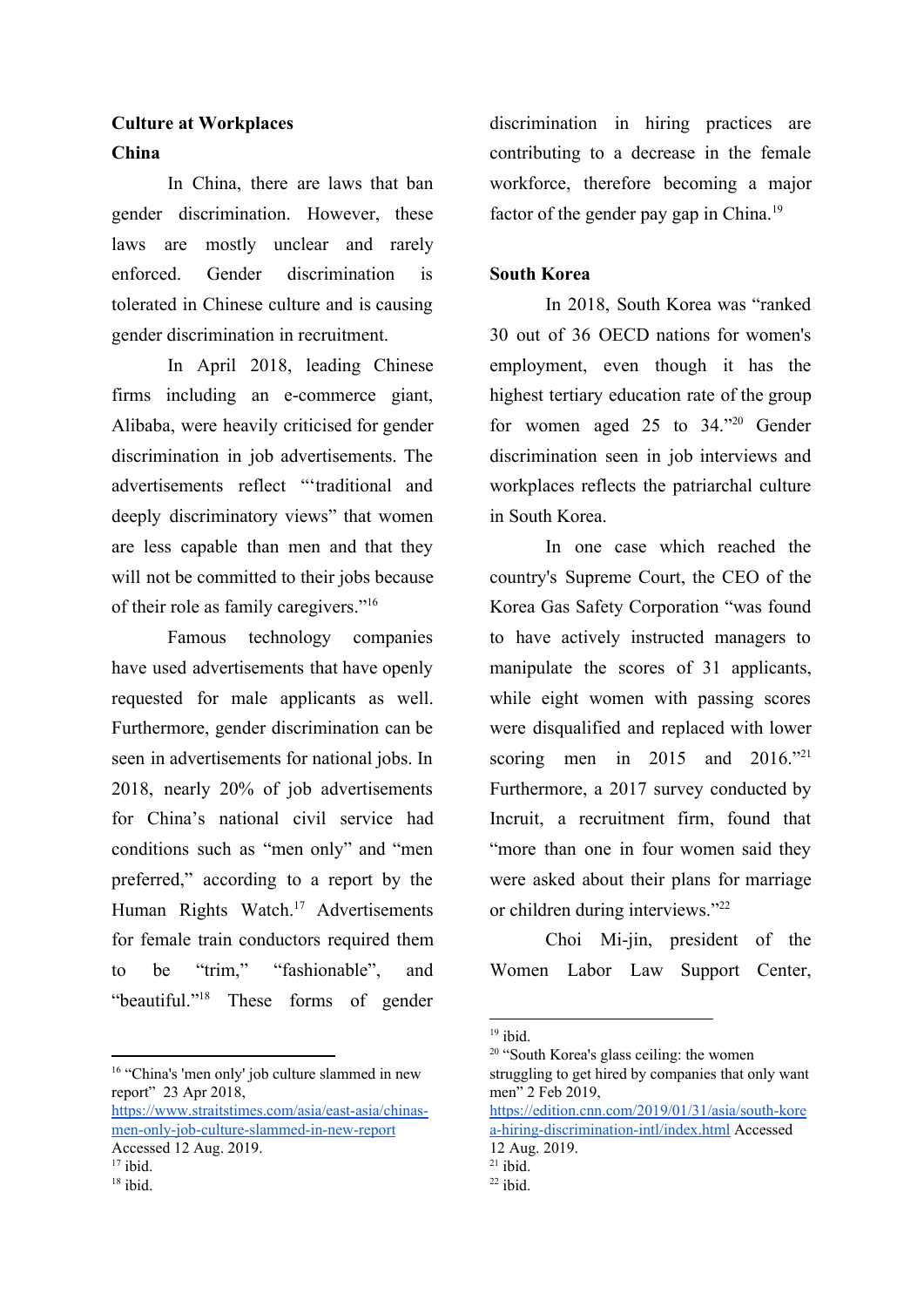## Culture at Workplaces

### China

In China, there are laws that ban gender discrimination. However, these laws are mostly unclear and rarely enforced. Gender discrimination is tolerated in Chinese culture and is causing gender discrimination in recruitment.

In April 2018, leading Chinese firms including an e-commerce giant, Alibaba, were heavily criticised for gender discrimination in job advertisements. The advertisements reflect "'traditional and deeply discriminatory views" that women are less capable than men and that they will not be committed to their jobs because of their role as family caregivers."[16]

Famous technology companies have used advertisements that have openly requested for male applicants as well. Furthermore, gender discrimination can be seen in advertisements for national jobs. In 2018, nearly 20% of job advertisements for China's national civil service had conditions such as "men only" and "men preferred," according to a report by the Human Rights Watch.[17] Advertisements for female train conductors required them to be "trim," "fashionable", and "beautiful."[18] These forms of gender discrimination in hiring practices are contributing to a decrease in the female workforce, therefore becoming a major factor of the gender pay gap in China.[19]

### South Korea

In 2018, South Korea was "ranked 30 out of 36 OECD nations for women's employment, even though it has the highest tertiary education rate of the group for women aged 25 to 34."[20] Gender discrimination seen in job interviews and workplaces reflects the patriarchal culture in South Korea.

In one case which reached the country's Supreme Court, the CEO of the Korea Gas Safety Corporation "was found to have actively instructed managers to manipulate the scores of 31 applicants, while eight women with passing scores were disqualified and replaced with lower scoring men in 2015 and 2016."[21] Furthermore, a 2017 survey conducted by Incruit, a recruitment firm, found that "more than one in four women said they were asked about their plans for marriage or children during interviews."[22]

Choi Mi-jin, president of the Women Labor Law Support Center,

---

[16] "China's 'men only' job culture slammed in new report" 23 Apr 2018, https://www.straitstimes.com/asia/east-asia/chinas-men-only-job-culture-slammed-in-new-report Accessed 12 Aug. 2019.

[17] ibid.

[18] ibid.

[19] ibid.

[20] "South Korea's glass ceiling: the women struggling to get hired by companies that only want men" 2 Feb 2019, https://edition.cnn.com/2019/01/31/asia/south-korea-hiring-discrimination-intl/index.html Accessed 12 Aug. 2019.

[21] ibid.

[22] ibid.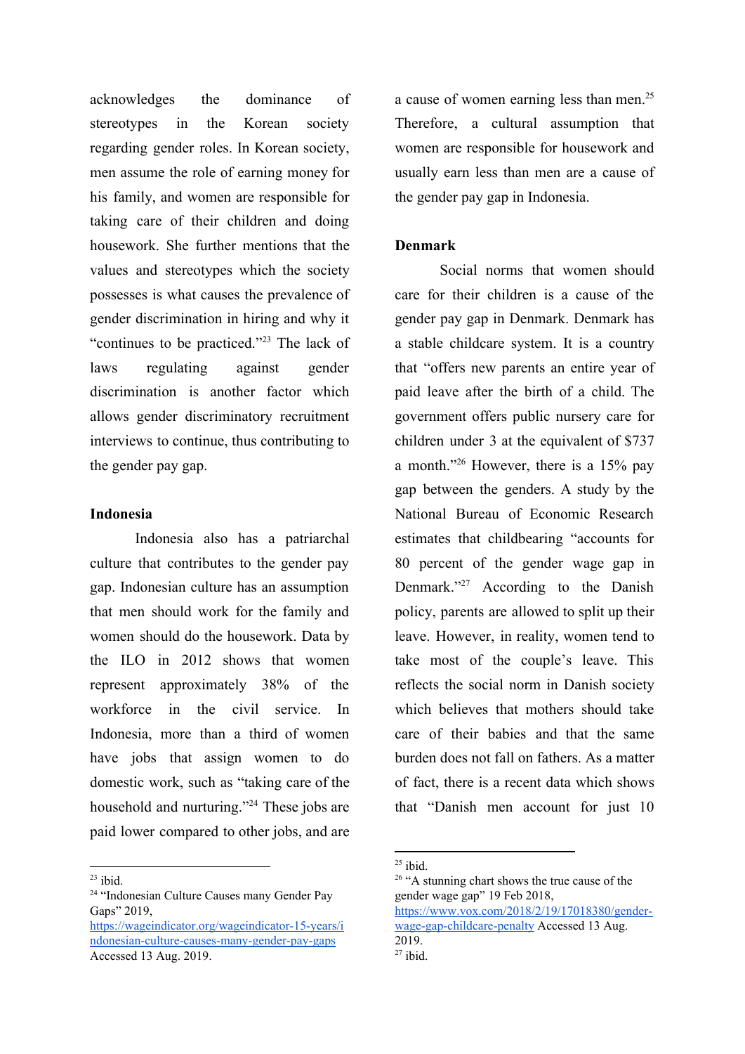acknowledges the dominance of stereotypes in the Korean society regarding gender roles. In Korean society, men assume the role of earning money for his family, and women are responsible for taking care of their children and doing housework. She further mentions that the values and stereotypes which the society possesses is what causes the prevalence of gender discrimination in hiring and why it "continues to be practiced."[23] The lack of laws regulating against gender discrimination is another factor which allows gender discriminatory recruitment interviews to continue, thus contributing to the gender pay gap.

**Indonesia**

Indonesia also has a patriarchal culture that contributes to the gender pay gap. Indonesian culture has an assumption that men should work for the family and women should do the housework. Data by the ILO in 2012 shows that women represent approximately 38% of the workforce in the civil service. In Indonesia, more than a third of women have jobs that assign women to do domestic work, such as "taking care of the household and nurturing."[24] These jobs are paid lower compared to other jobs, and are a cause of women earning less than men.[25] Therefore, a cultural assumption that women are responsible for housework and usually earn less than men are a cause of the gender pay gap in Indonesia.

**Denmark**

Social norms that women should care for their children is a cause of the gender pay gap in Denmark. Denmark has a stable childcare system. It is a country that "offers new parents an entire year of paid leave after the birth of a child. The government offers public nursery care for children under 3 at the equivalent of $737 a month."[26] However, there is a 15% pay gap between the genders. A study by the National Bureau of Economic Research estimates that childbearing "accounts for 80 percent of the gender wage gap in Denmark."[27] According to the Danish policy, parents are allowed to split up their leave. However, in reality, women tend to take most of the couple's leave. This reflects the social norm in Danish society which believes that mothers should take care of their babies and that the same burden does not fall on fathers. As a matter of fact, there is a recent data which shows that "Danish men account for just 10

---

[23] ibid.

[24] "Indonesian Culture Causes many Gender Pay Gaps" 2019, https://wageindicator.org/wageindicator-15-years/indonesian-culture-causes-many-gender-pay-gaps Accessed 13 Aug. 2019.

[25] ibid.

[26] "A stunning chart shows the true cause of the gender wage gap" 19 Feb 2018, https://www.vox.com/2018/2/19/17018380/gender-wage-gap-childcare-penalty Accessed 13 Aug. 2019.

[27] ibid.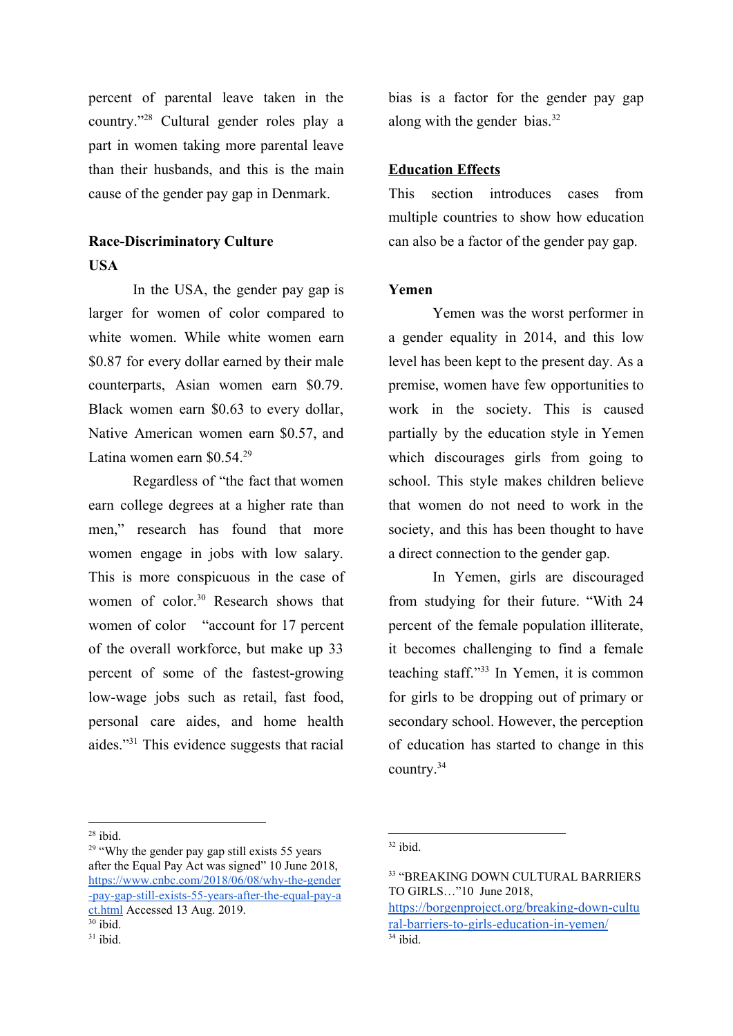percent of parental leave taken in the country."[28] Cultural gender roles play a part in women taking more parental leave than their husbands, and this is the main cause of the gender pay gap in Denmark.

**Race-Discriminatory Culture**

**USA**

In the USA, the gender pay gap is larger for women of color compared to white women. While white women earn $0.87 for every dollar earned by their male counterparts, Asian women earn $0.79. Black women earn $0.63 to every dollar, Native American women earn $0.57, and Latina women earn $0.54.[29]

Regardless of "the fact that women earn college degrees at a higher rate than men," research has found that more women engage in jobs with low salary. This is more conspicuous in the case of women of color.[30] Research shows that women of color "account for 17 percent of the overall workforce, but make up 33 percent of some of the fastest-growing low-wage jobs such as retail, fast food, personal care aides, and home health aides."[31] This evidence suggests that racial bias is a factor for the gender pay gap along with the gender bias.[32]

**<u>Education Effects</u>**

This section introduces cases from multiple countries to show how education can also be a factor of the gender pay gap.

**Yemen**

Yemen was the worst performer in a gender equality in 2014, and this low level has been kept to the present day. As a premise, women have few opportunities to work in the society. This is caused partially by the education style in Yemen which discourages girls from going to school. This style makes children believe that women do not need to work in the society, and this has been thought to have a direct connection to the gender gap.

In Yemen, girls are discouraged from studying for their future. "With 24 percent of the female population illiterate, it becomes challenging to find a female teaching staff."[33] In Yemen, it is common for girls to be dropping out of primary or secondary school. However, the perception of education has started to change in this country.[34]

---

[28] ibid.

[29] "Why the gender pay gap still exists 55 years after the Equal Pay Act was signed" 10 June 2018, https://www.cnbc.com/2018/06/08/why-the-gender-pay-gap-still-exists-55-years-after-the-equal-pay-act.html Accessed 13 Aug. 2019.

[30] ibid.

[31] ibid.

[32] ibid.

[33] "BREAKING DOWN CULTURAL BARRIERS TO GIRLS…"10 June 2018, https://borgenproject.org/breaking-down-cultural-barriers-to-girls-education-in-yemen/

[34] ibid.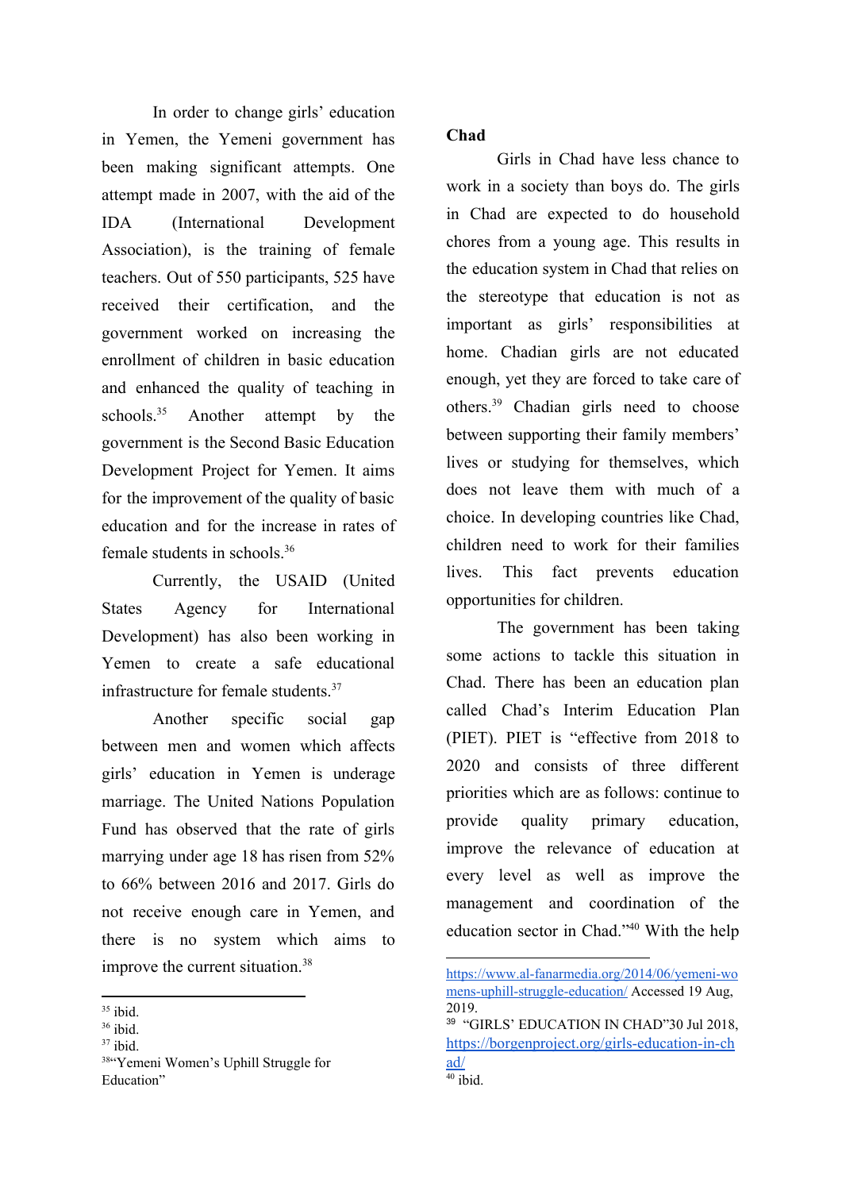In order to change girls' education in Yemen, the Yemeni government has been making significant attempts. One attempt made in 2007, with the aid of the IDA (International Development Association), is the training of female teachers. Out of 550 participants, 525 have received their certification, and the government worked on increasing the enrollment of children in basic education and enhanced the quality of teaching in schools.[35] Another attempt by the government is the Second Basic Education Development Project for Yemen. It aims for the improvement of the quality of basic education and for the increase in rates of female students in schools.[36]

Currently, the USAID (United States Agency for International Development) has also been working in Yemen to create a safe educational infrastructure for female students.[37]

Another specific social gap between men and women which affects girls' education in Yemen is underage marriage. The United Nations Population Fund has observed that the rate of girls marrying under age 18 has risen from 52% to 66% between 2016 and 2017. Girls do not receive enough care in Yemen, and there is no system which aims to improve the current situation.[38]

**Chad**

Girls in Chad have less chance to work in a society than boys do. The girls in Chad are expected to do household chores from a young age. This results in the education system in Chad that relies on the stereotype that education is not as important as girls' responsibilities at home. Chadian girls are not educated enough, yet they are forced to take care of others.[39] Chadian girls need to choose between supporting their family members' lives or studying for themselves, which does not leave them with much of a choice. In developing countries like Chad, children need to work for their families lives. This fact prevents education opportunities for children.

The government has been taking some actions to tackle this situation in Chad. There has been an education plan called Chad's Interim Education Plan (PIET). PIET is "effective from 2018 to 2020 and consists of three different priorities which are as follows: continue to provide quality primary education, improve the relevance of education at every level as well as improve the management and coordination of the education sector in Chad."[40] With the help

---

[35] ibid.

[36] ibid.

[37] ibid.

[38] "Yemeni Women's Uphill Struggle for Education" https://www.al-fanarmedia.org/2014/06/yemeni-womens-uphill-struggle-education/ Accessed 19 Aug, 2019.

[39] "GIRLS' EDUCATION IN CHAD" 30 Jul 2018, https://borgenproject.org/girls-education-in-chad/

[40] ibid.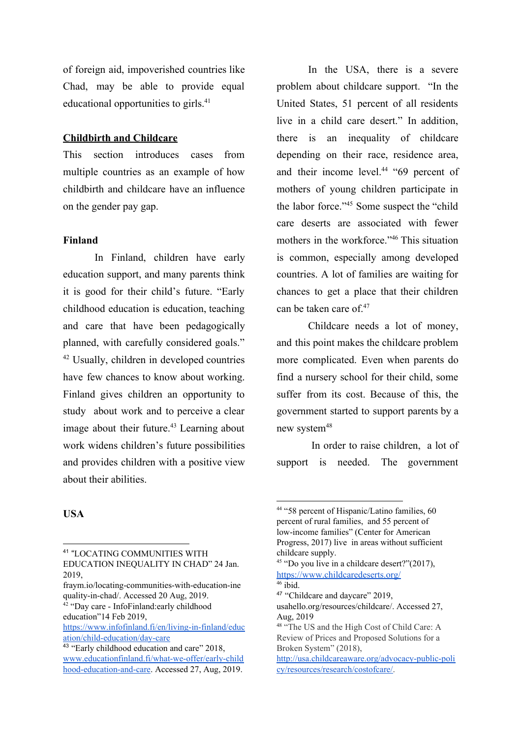of foreign aid, impoverished countries like Chad, may be able to provide equal educational opportunities to girls.[41]

## Childbirth and Childcare

This section introduces cases from multiple countries as an example of how childbirth and childcare have an influence on the gender pay gap.

### Finland

In Finland, children have early education support, and many parents think it is good for their child's future. "Early childhood education is education, teaching and care that have been pedagogically planned, with carefully considered goals." [42] Usually, children in developed countries have few chances to know about working. Finland gives children an opportunity to study about work and to perceive a clear image about their future.[43] Learning about work widens children's future possibilities and provides children with a positive view about their abilities.

### USA

In the USA, there is a severe problem about childcare support. "In the United States, 51 percent of all residents live in a child care desert." In addition, there is an inequality of childcare depending on their race, residence area, and their income level.[44] "69 percent of mothers of young children participate in the labor force."[45] Some suspect the "child care deserts are associated with fewer mothers in the workforce."[46] This situation is common, especially among developed countries. A lot of families are waiting for chances to get a place that their children can be taken care of.[47]

Childcare needs a lot of money, and this point makes the childcare problem more complicated. Even when parents do find a nursery school for their child, some suffer from its cost. Because of this, the government started to support parents by a new system[48]

In order to raise children, a lot of support is needed. The government

---

[41] "LOCATING COMMUNITIES WITH EDUCATION INEQUALITY IN CHAD" 24 Jan. 2019, fraym.io/locating-communities-with-education-inequality-in-chad/. Accessed 20 Aug, 2019.

[42] "Day care - InfoFinland:early childhood education"14 Feb 2019, https://www.infofinland.fi/en/living-in-finland/education/child-education/day-care

[43] "Early childhood education and care" 2018, www.educationfinland.fi/what-we-offer/early-childhood-education-and-care. Accessed 27, Aug, 2019.

[44] "58 percent of Hispanic/Latino families, 60 percent of rural families, and 55 percent of low-income families" (Center for American Progress, 2017) live in areas without sufficient childcare supply.

[45] "Do you live in a childcare desert?"(2017), https://www.childcaredeserts.org/

[46] ibid.

[47] "Childcare and daycare" 2019, usahello.org/resources/childcare/. Accessed 27, Aug, 2019

[48] "The US and the High Cost of Child Care: A Review of Prices and Proposed Solutions for a Broken System" (2018), http://usa.childcareaware.org/advocacy-public-policy/resources/research/costofcare/.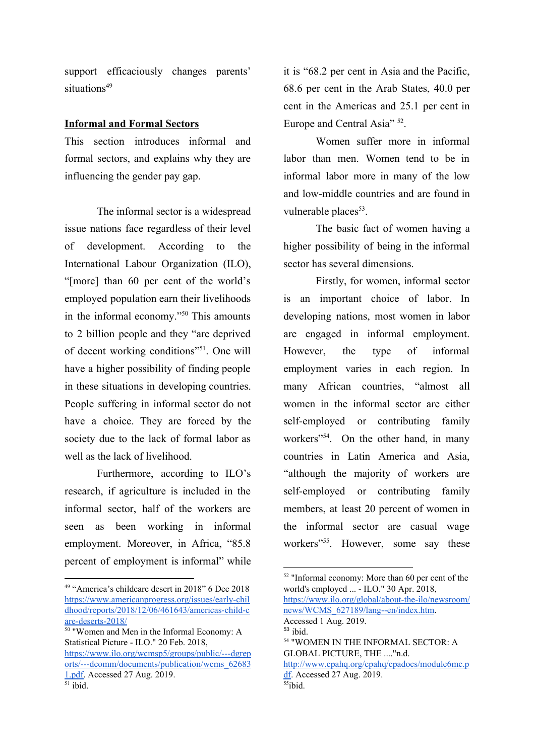support efficaciously changes parents' situations[49]

**Informal and Formal Sectors**

This section introduces informal and formal sectors, and explains why they are influencing the gender pay gap.

The informal sector is a widespread issue nations face regardless of their level of development. According to the International Labour Organization (ILO), "[more] than 60 per cent of the world's employed population earn their livelihoods in the informal economy."[50] This amounts to 2 billion people and they "are deprived of decent working conditions"[51]. One will have a higher possibility of finding people in these situations in developing countries. People suffering in informal sector do not have a choice. They are forced by the society due to the lack of formal labor as well as the lack of livelihood.

Furthermore, according to ILO's research, if agriculture is included in the informal sector, half of the workers are seen as been working in informal employment. Moreover, in Africa, "85.8 percent of employment is informal" while it is "68.2 per cent in Asia and the Pacific, 68.6 per cent in the Arab States, 40.0 per cent in the Americas and 25.1 per cent in Europe and Central Asia" [52].

Women suffer more in informal labor than men. Women tend to be in informal labor more in many of the low and low-middle countries and are found in vulnerable places[53].

The basic fact of women having a higher possibility of being in the informal sector has several dimensions.

Firstly, for women, informal sector is an important choice of labor. In developing nations, most women in labor are engaged in informal employment. However, the type of informal employment varies in each region. In many African countries, "almost all women in the informal sector are either self-employed or contributing family workers"[54]. On the other hand, in many countries in Latin America and Asia, "although the majority of workers are self-employed or contributing family members, at least 20 percent of women in the informal sector are casual wage workers"[55]. However, some say these

---

[49] "America's childcare desert in 2018" 6 Dec 2018 https://www.americanprogress.org/issues/early-childhood/reports/2018/12/06/461643/americas-child-care-deserts-2018/

[50] "Women and Men in the Informal Economy: A Statistical Picture - ILO." 20 Feb. 2018, https://www.ilo.org/wcmsp5/groups/public/---dgreports/---dcomm/documents/publication/wcms_626831.pdf. Accessed 27 Aug. 2019.

[51] ibid.

[52] "Informal economy: More than 60 per cent of the world's employed ... - ILO." 30 Apr. 2018, https://www.ilo.org/global/about-the-ilo/newsroom/news/WCMS_627189/lang--en/index.htm. Accessed 1 Aug. 2019.

[53] ibid.

[54] "WOMEN IN THE INFORMAL SECTOR: A GLOBAL PICTURE, THE ...."n.d. http://www.cpahq.org/cpahq/cpadocs/module6mc.pdf. Accessed 27 Aug. 2019.

[55] ibid.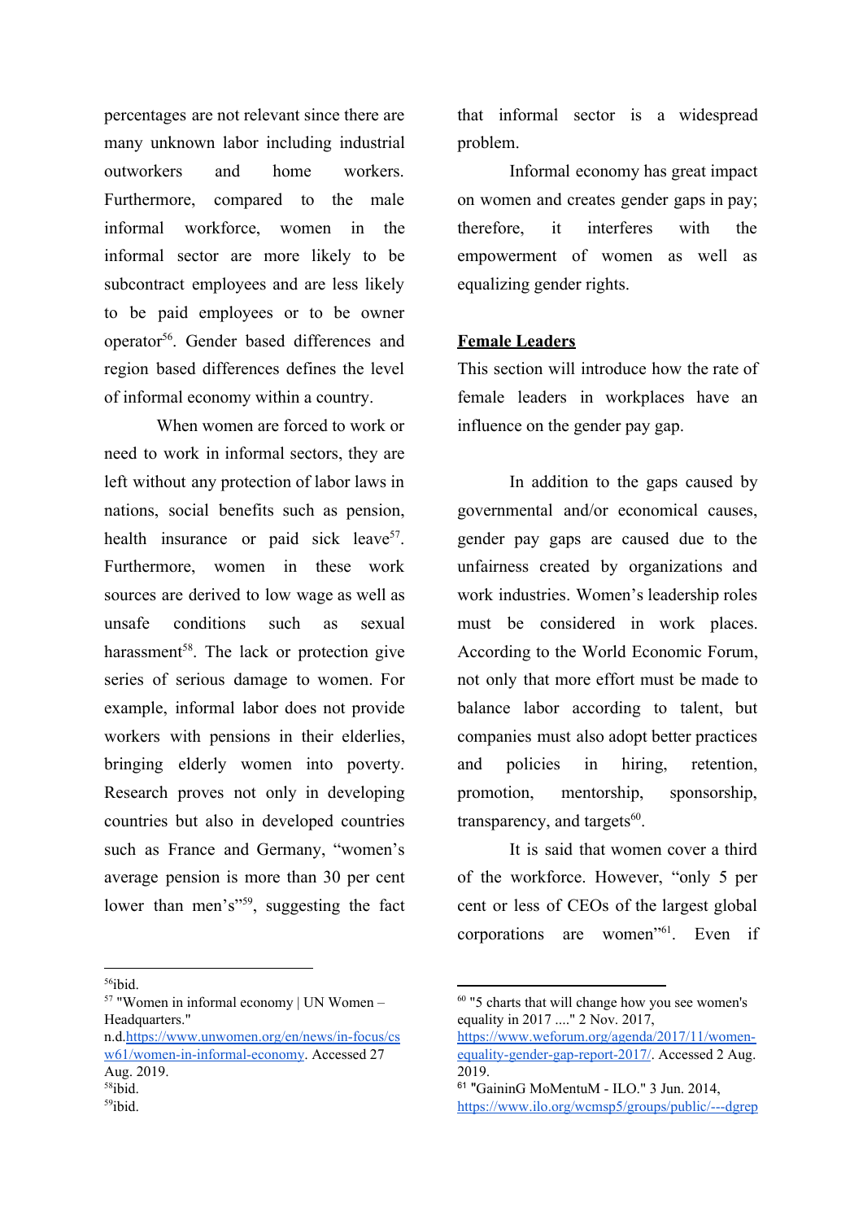percentages are not relevant since there are many unknown labor including industrial outworkers and home workers. Furthermore, compared to the male informal workforce, women in the informal sector are more likely to be subcontract employees and are less likely to be paid employees or to be owner operator[56]. Gender based differences and region based differences defines the level of informal economy within a country.

When women are forced to work or need to work in informal sectors, they are left without any protection of labor laws in nations, social benefits such as pension, health insurance or paid sick leave[57]. Furthermore, women in these work sources are derived to low wage as well as unsafe conditions such as sexual harassment[58]. The lack or protection give series of serious damage to women. For example, informal labor does not provide workers with pensions in their elderlies, bringing elderly women into poverty. Research proves not only in developing countries but also in developed countries such as France and Germany, "women's average pension is more than 30 per cent lower than men's"[59], suggesting the fact that informal sector is a widespread problem.

Informal economy has great impact on women and creates gender gaps in pay; therefore, it interferes with the empowerment of women as well as equalizing gender rights.

## Female Leaders

This section will introduce how the rate of female leaders in workplaces have an influence on the gender pay gap.

In addition to the gaps caused by governmental and/or economical causes, gender pay gaps are caused due to the unfairness created by organizations and work industries. Women's leadership roles must be considered in work places. According to the World Economic Forum, not only that more effort must be made to balance labor according to talent, but companies must also adopt better practices and policies in hiring, retention, promotion, mentorship, sponsorship, transparency, and targets[60].

It is said that women cover a third of the workforce. However, "only 5 per cent or less of CEOs of the largest global corporations are women"[61]. Even if

---

[56] ibid.

[57] "Women in informal economy | UN Women – Headquarters." n.d. https://www.unwomen.org/en/news/in-focus/csw61/women-in-informal-economy. Accessed 27 Aug. 2019.

[58] ibid.

[59] ibid.

[60] "5 charts that will change how you see women's equality in 2017 ...." 2 Nov. 2017, https://www.weforum.org/agenda/2017/11/women-equality-gender-gap-report-2017/. Accessed 2 Aug. 2019.

[61] "GaininG MoMentuM - ILO." 3 Jun. 2014, https://www.ilo.org/wcmsp5/groups/public/---dgrep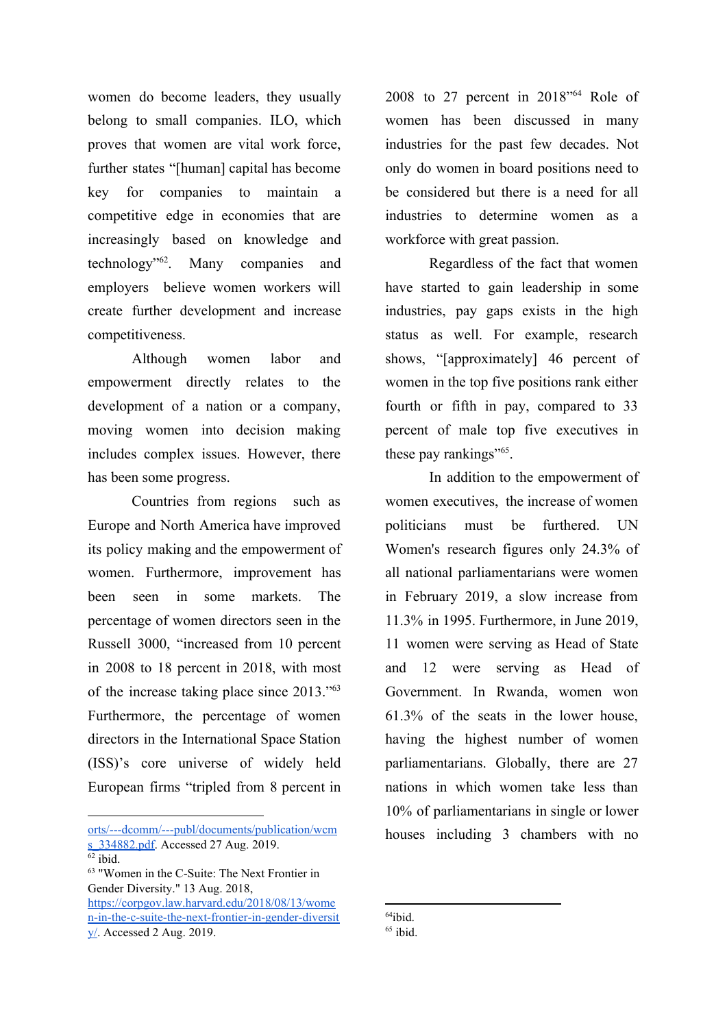women do become leaders, they usually belong to small companies. ILO, which proves that women are vital work force, further states "[human] capital has become key for companies to maintain a competitive edge in economies that are increasingly based on knowledge and technology"[62]. Many companies and employers believe women workers will create further development and increase competitiveness.

Although women labor and empowerment directly relates to the development of a nation or a company, moving women into decision making includes complex issues. However, there has been some progress.

Countries from regions such as Europe and North America have improved its policy making and the empowerment of women. Furthermore, improvement has been seen in some markets. The percentage of women directors seen in the Russell 3000, "increased from 10 percent in 2008 to 18 percent in 2018, with most of the increase taking place since 2013."[63] Furthermore, the percentage of women directors in the International Space Station (ISS)'s core universe of widely held European firms "tripled from 8 percent in 2008 to 27 percent in 2018"[64] Role of women has been discussed in many industries for the past few decades. Not only do women in board positions need to be considered but there is a need for all industries to determine women as a workforce with great passion.

Regardless of the fact that women have started to gain leadership in some industries, pay gaps exists in the high status as well. For example, research shows, "[approximately] 46 percent of women in the top five positions rank either fourth or fifth in pay, compared to 33 percent of male top five executives in these pay rankings"[65].

In addition to the empowerment of women executives, the increase of women politicians must be furthered. UN Women's research figures only 24.3% of all national parliamentarians were women in February 2019, a slow increase from 11.3% in 1995. Furthermore, in June 2019, 11 women were serving as Head of State and 12 were serving as Head of Government. In Rwanda, women won 61.3% of the seats in the lower house, having the highest number of women parliamentarians. Globally, there are 27 nations in which women take less than 10% of parliamentarians in single or lower houses including 3 chambers with no

---

orts/---dcomm/---publ/documents/publication/wcms_334882.pdf. Accessed 27 Aug. 2019.

[62] ibid.

[63] "Women in the C-Suite: The Next Frontier in Gender Diversity." 13 Aug. 2018, https://corpgov.law.harvard.edu/2018/08/13/women-in-the-c-suite-the-next-frontier-in-gender-diversity/. Accessed 2 Aug. 2019.

[64] ibid.

[65] ibid.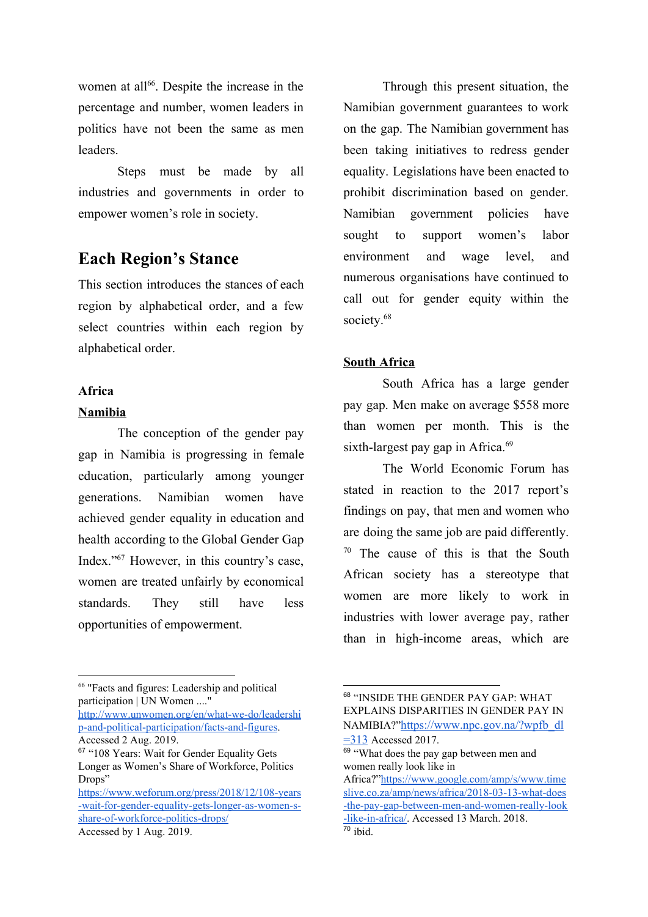women at all[66]. Despite the increase in the percentage and number, women leaders in politics have not been the same as men leaders.

Steps must be made by all industries and governments in order to empower women's role in society.

## Each Region's Stance

This section introduces the stances of each region by alphabetical order, and a few select countries within each region by alphabetical order.

### Africa

**Namibia**

The conception of the gender pay gap in Namibia is progressing in female education, particularly among younger generations. Namibian women have achieved gender equality in education and health according to the Global Gender Gap Index."[67] However, in this country's case, women are treated unfairly by economical standards. They still have less opportunities of empowerment.

Through this present situation, the Namibian government guarantees to work on the gap. The Namibian government has been taking initiatives to redress gender equality. Legislations have been enacted to prohibit discrimination based on gender. Namibian government policies have sought to support women's labor environment and wage level, and numerous organisations have continued to call out for gender equity within the society.[68]

**South Africa**

South Africa has a large gender pay gap. Men make on average $558 more than women per month. This is the sixth-largest pay gap in Africa.[69]

The World Economic Forum has stated in reaction to the 2017 report's findings on pay, that men and women who are doing the same job are paid differently. [70] The cause of this is that the South African society has a stereotype that women are more likely to work in industries with lower average pay, rather than in high-income areas, which are

---

[66] "Facts and figures: Leadership and political participation | UN Women ...." http://www.unwomen.org/en/what-we-do/leadership-and-political-participation/facts-and-figures. Accessed 2 Aug. 2019.

[67] "108 Years: Wait for Gender Equality Gets Longer as Women's Share of Workforce, Politics Drops" https://www.weforum.org/press/2018/12/108-years-wait-for-gender-equality-gets-longer-as-women-s-share-of-workforce-politics-drops/ Accessed by 1 Aug. 2019.

[68] "INSIDE THE GENDER PAY GAP: WHAT EXPLAINS DISPARITIES IN GENDER PAY IN NAMIBIA?"https://www.npc.gov.na/?wpfb_dl=313 Accessed 2017.

[69] "What does the pay gap between men and women really look like in Africa?"https://www.google.com/amp/s/www.timeslive.co.za/amp/news/africa/2018-03-13-what-does-the-pay-gap-between-men-and-women-really-look-like-in-africa/. Accessed 13 March. 2018.

[70] ibid.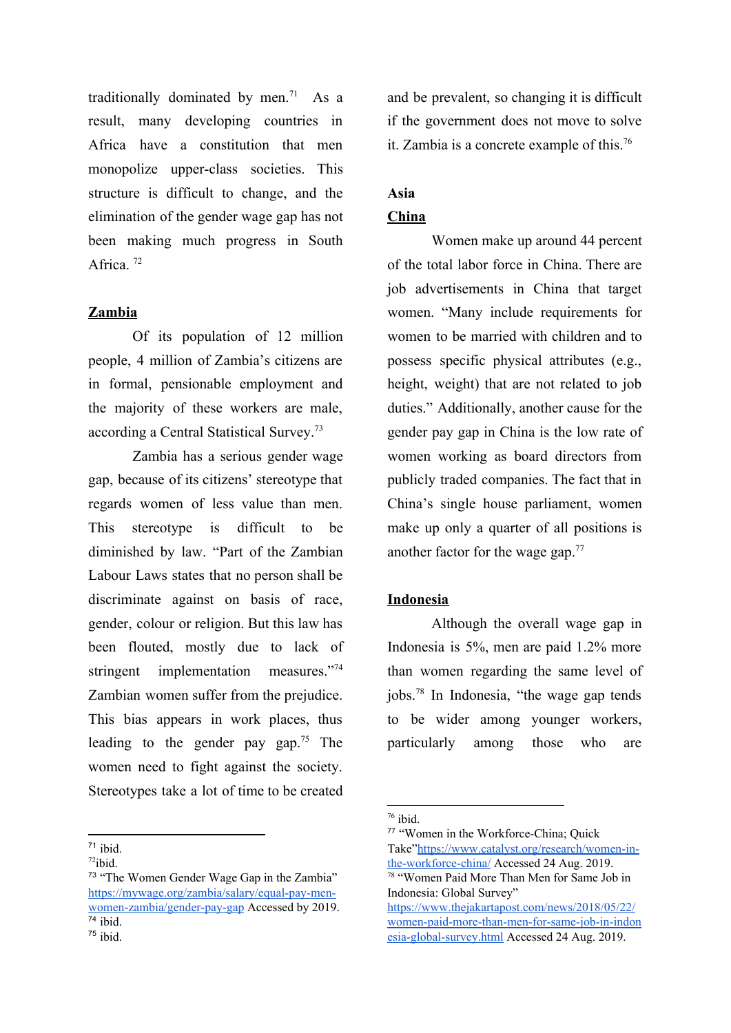traditionally dominated by men.[71] As a result, many developing countries in Africa have a constitution that men monopolize upper-class societies. This structure is difficult to change, and the elimination of the gender wage gap has not been making much progress in South Africa. [72]

## Zambia

Of its population of 12 million people, 4 million of Zambia's citizens are in formal, pensionable employment and the majority of these workers are male, according a Central Statistical Survey.[73]

Zambia has a serious gender wage gap, because of its citizens' stereotype that regards women of less value than men. This stereotype is difficult to be diminished by law. "Part of the Zambian Labour Laws states that no person shall be discriminate against on basis of race, gender, colour or religion. But this law has been flouted, mostly due to lack of stringent implementation measures."[74] Zambian women suffer from the prejudice. This bias appears in work places, thus leading to the gender pay gap.[75] The women need to fight against the society. Stereotypes take a lot of time to be created and be prevalent, so changing it is difficult if the government does not move to solve it. Zambia is a concrete example of this.[76]

## Asia

### China

Women make up around 44 percent of the total labor force in China. There are job advertisements in China that target women. "Many include requirements for women to be married with children and to possess specific physical attributes (e.g., height, weight) that are not related to job duties." Additionally, another cause for the gender pay gap in China is the low rate of women working as board directors from publicly traded companies. The fact that in China's single house parliament, women make up only a quarter of all positions is another factor for the wage gap.[77]

### Indonesia

Although the overall wage gap in Indonesia is 5%, men are paid 1.2% more than women regarding the same level of jobs.[78] In Indonesia, "the wage gap tends to be wider among younger workers, particularly among those who are

---

[71] ibid.

[72] ibid.

[73] "The Women Gender Wage Gap in the Zambia" https://mywage.org/zambia/salary/equal-pay-men-women-zambia/gender-pay-gap Accessed by 2019.

[74] ibid.

[75] ibid.

[76] ibid.

[77] "Women in the Workforce-China; Quick Take"https://www.catalyst.org/research/women-in-the-workforce-china/ Accessed 24 Aug. 2019.

[78] "Women Paid More Than Men for Same Job in Indonesia: Global Survey" https://www.thejakartapost.com/news/2018/05/22/women-paid-more-than-men-for-same-job-in-indonesia-global-survey.html Accessed 24 Aug. 2019.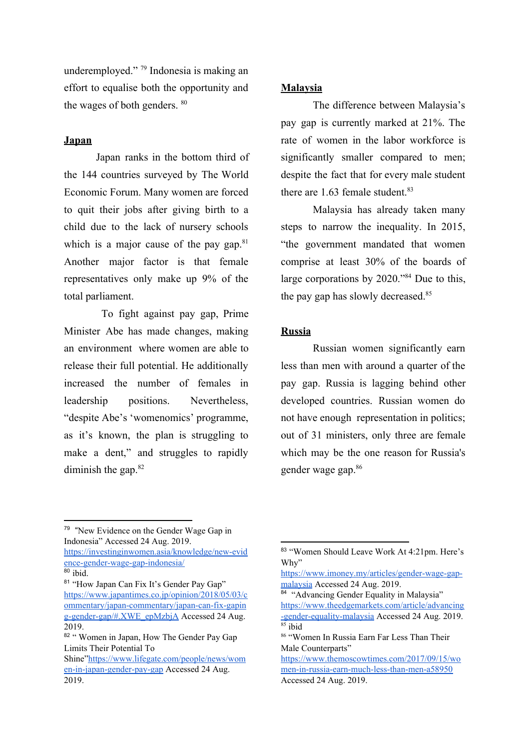underemployed." [79] Indonesia is making an effort to equalise both the opportunity and the wages of both genders. [80]

**Japan**

Japan ranks in the bottom third of the 144 countries surveyed by The World Economic Forum. Many women are forced to quit their jobs after giving birth to a child due to the lack of nursery schools which is a major cause of the pay gap.[81] Another major factor is that female representatives only make up 9% of the total parliament.

To fight against pay gap, Prime Minister Abe has made changes, making an environment where women are able to release their full potential. He additionally increased the number of females in leadership positions. Nevertheless, "despite Abe's 'womenomics' programme, as it's known, the plan is struggling to make a dent," and struggles to rapidly diminish the gap.[82]

**Malaysia**

The difference between Malaysia's pay gap is currently marked at 21%. The rate of women in the labor workforce is significantly smaller compared to men; despite the fact that for every male student there are 1.63 female student.[83]

Malaysia has already taken many steps to narrow the inequality. In 2015, "the government mandated that women comprise at least 30% of the boards of large corporations by 2020."[84] Due to this, the pay gap has slowly decreased.[85]

**Russia**

Russian women significantly earn less than men with around a quarter of the pay gap. Russia is lagging behind other developed countries. Russian women do not have enough representation in politics; out of 31 ministers, only three are female which may be the one reason for Russia's gender wage gap.[86]

---

[79] "New Evidence on the Gender Wage Gap in Indonesia" Accessed 24 Aug. 2019. https://investinginwomen.asia/knowledge/new-evidence-gender-wage-gap-indonesia/

[80] ibid.

[81] "How Japan Can Fix It's Gender Pay Gap" https://www.japantimes.co.jp/opinion/2018/05/03/commentary/japan-commentary/japan-can-fix-gaping-gender-gap/#.XWE_epMzbjA Accessed 24 Aug. 2019.

[82] " Women in Japan, How The Gender Pay Gap Limits Their Potential To Shine"https://www.lifegate.com/people/news/women-in-japan-gender-pay-gap Accessed 24 Aug. 2019.

[83] "Women Should Leave Work At 4:21pm. Here's Why" https://www.imoney.my/articles/gender-wage-gap-malaysia Accessed 24 Aug. 2019.

[84] "Advancing Gender Equality in Malaysia" https://www.theedgemarkets.com/article/advancing-gender-equality-malaysia Accessed 24 Aug. 2019.

[85] ibid

[86] "Women In Russia Earn Far Less Than Their Male Counterparts" https://www.themoscowtimes.com/2017/09/15/women-in-russia-earn-much-less-than-men-a58950 Accessed 24 Aug. 2019.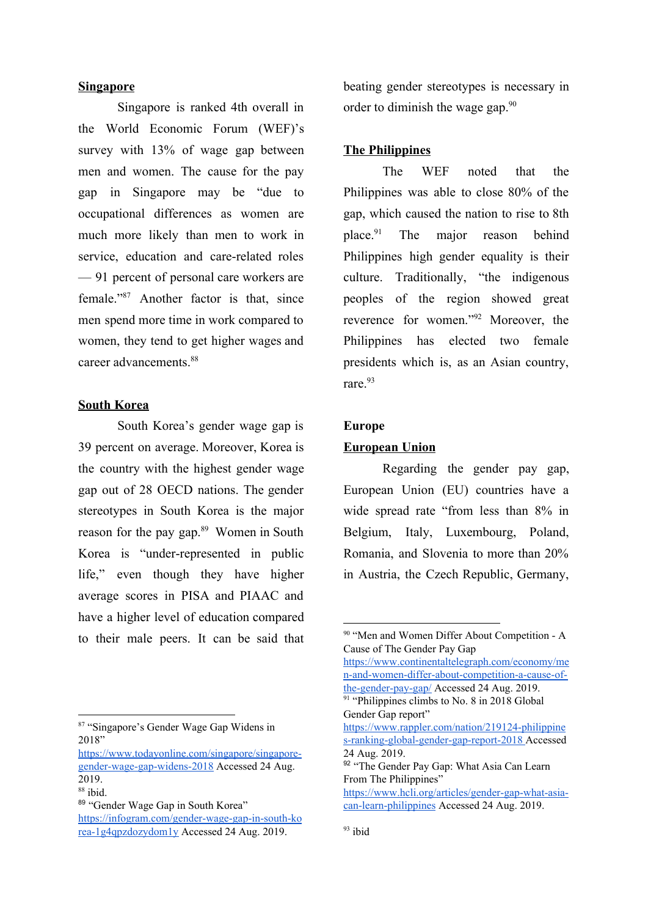**Singapore**

Singapore is ranked 4th overall in the World Economic Forum (WEF)'s survey with 13% of wage gap between men and women. The cause for the pay gap in Singapore may be "due to occupational differences as women are much more likely than men to work in service, education and care-related roles — 91 percent of personal care workers are female."[87] Another factor is that, since men spend more time in work compared to women, they tend to get higher wages and career advancements.[88]

**South Korea**

South Korea's gender wage gap is 39 percent on average. Moreover, Korea is the country with the highest gender wage gap out of 28 OECD nations. The gender stereotypes in South Korea is the major reason for the pay gap.[89] Women in South Korea is "under-represented in public life," even though they have higher average scores in PISA and PIAAC and have a higher level of education compared to their male peers. It can be said that beating gender stereotypes is necessary in order to diminish the wage gap.[90]

**The Philippines**

The WEF noted that the Philippines was able to close 80% of the gap, which caused the nation to rise to 8th place.[91] The major reason behind Philippines high gender equality is their culture. Traditionally, "the indigenous peoples of the region showed great reverence for women."[92] Moreover, the Philippines has elected two female presidents which is, as an Asian country, rare.[93]

**Europe**

**European Union**

Regarding the gender pay gap, European Union (EU) countries have a wide spread rate "from less than 8% in Belgium, Italy, Luxembourg, Poland, Romania, and Slovenia to more than 20% in Austria, the Czech Republic, Germany,

---

[87] "Singapore's Gender Wage Gap Widens in 2018" https://www.todayonline.com/singapore/singapore-gender-wage-gap-widens-2018 Accessed 24 Aug. 2019.

[88] ibid.

[89] "Gender Wage Gap in South Korea" https://infogram.com/gender-wage-gap-in-south-korea-1g4qpzdozydom1y Accessed 24 Aug. 2019.

[90] "Men and Women Differ About Competition - A Cause of The Gender Pay Gap https://www.continentaltelegraph.com/economy/men-and-women-differ-about-competition-a-cause-of-the-gender-pay-gap/ Accessed 24 Aug. 2019.

[91] "Philippines climbs to No. 8 in 2018 Global Gender Gap report" https://www.rappler.com/nation/219124-philippines-ranking-global-gender-gap-report-2018 Accessed 24 Aug. 2019.

[92] "The Gender Pay Gap: What Asia Can Learn From The Philippines" https://www.hcli.org/articles/gender-gap-what-asia-can-learn-philippines Accessed 24 Aug. 2019.

[93] ibid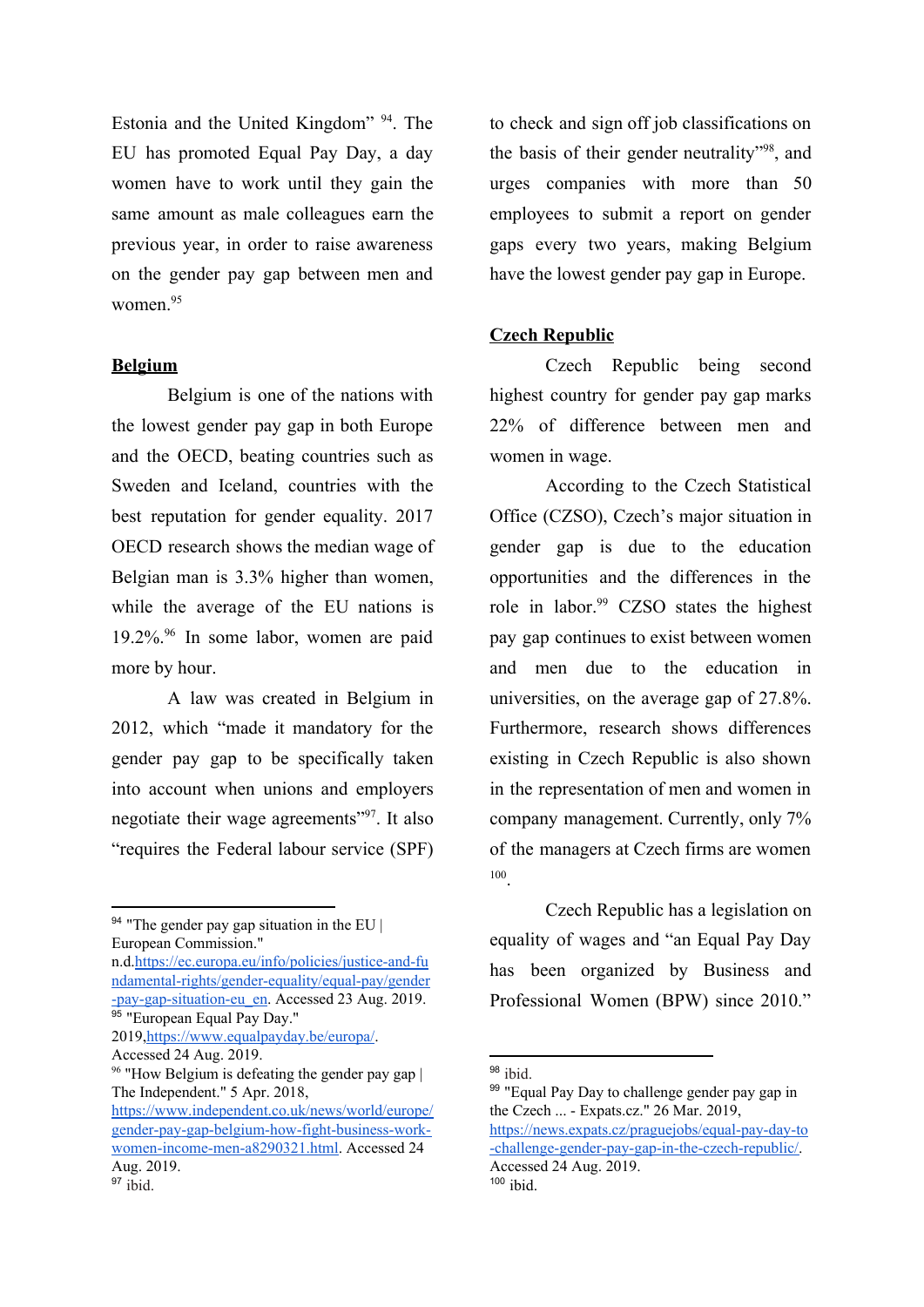Estonia and the United Kingdom" [94]. The EU has promoted Equal Pay Day, a day women have to work until they gain the same amount as male colleagues earn the previous year, in order to raise awareness on the gender pay gap between men and women.[95]

**Belgium**

Belgium is one of the nations with the lowest gender pay gap in both Europe and the OECD, beating countries such as Sweden and Iceland, countries with the best reputation for gender equality. 2017 OECD research shows the median wage of Belgian man is 3.3% higher than women, while the average of the EU nations is 19.2%.[96] In some labor, women are paid more by hour.

A law was created in Belgium in 2012, which "made it mandatory for the gender pay gap to be specifically taken into account when unions and employers negotiate their wage agreements"[97]. It also "requires the Federal labour service (SPF) to check and sign off job classifications on the basis of their gender neutrality"[98], and urges companies with more than 50 employees to submit a report on gender gaps every two years, making Belgium have the lowest gender pay gap in Europe.

**Czech Republic**

Czech Republic being second highest country for gender pay gap marks 22% of difference between men and women in wage.

According to the Czech Statistical Office (CZSO), Czech's major situation in gender gap is due to the education opportunities and the differences in the role in labor.[99] CZSO states the highest pay gap continues to exist between women and men due to the education in universities, on the average gap of 27.8%. Furthermore, research shows differences existing in Czech Republic is also shown in the representation of men and women in company management. Currently, only 7% of the managers at Czech firms are women [100].

Czech Republic has a legislation on equality of wages and "an Equal Pay Day has been organized by Business and Professional Women (BPW) since 2010."

---

[94] "The gender pay gap situation in the EU | European Commission." n.d.https://ec.europa.eu/info/policies/justice-and-fundamental-rights/gender-equality/equal-pay/gender-pay-gap-situation-eu_en. Accessed 23 Aug. 2019.

[95] "European Equal Pay Day." 2019,https://www.equalpayday.be/europa/. Accessed 24 Aug. 2019.

[96] "How Belgium is defeating the gender pay gap | The Independent." 5 Apr. 2018, https://www.independent.co.uk/news/world/europe/gender-pay-gap-belgium-how-fight-business-work-women-income-men-a8290321.html. Accessed 24 Aug. 2019.

[97] ibid.

[98] ibid.

[99] "Equal Pay Day to challenge gender pay gap in the Czech ... - Expats.cz." 26 Mar. 2019, https://news.expats.cz/praguejobs/equal-pay-day-to-challenge-gender-pay-gap-in-the-czech-republic/. Accessed 24 Aug. 2019.

[100] ibid.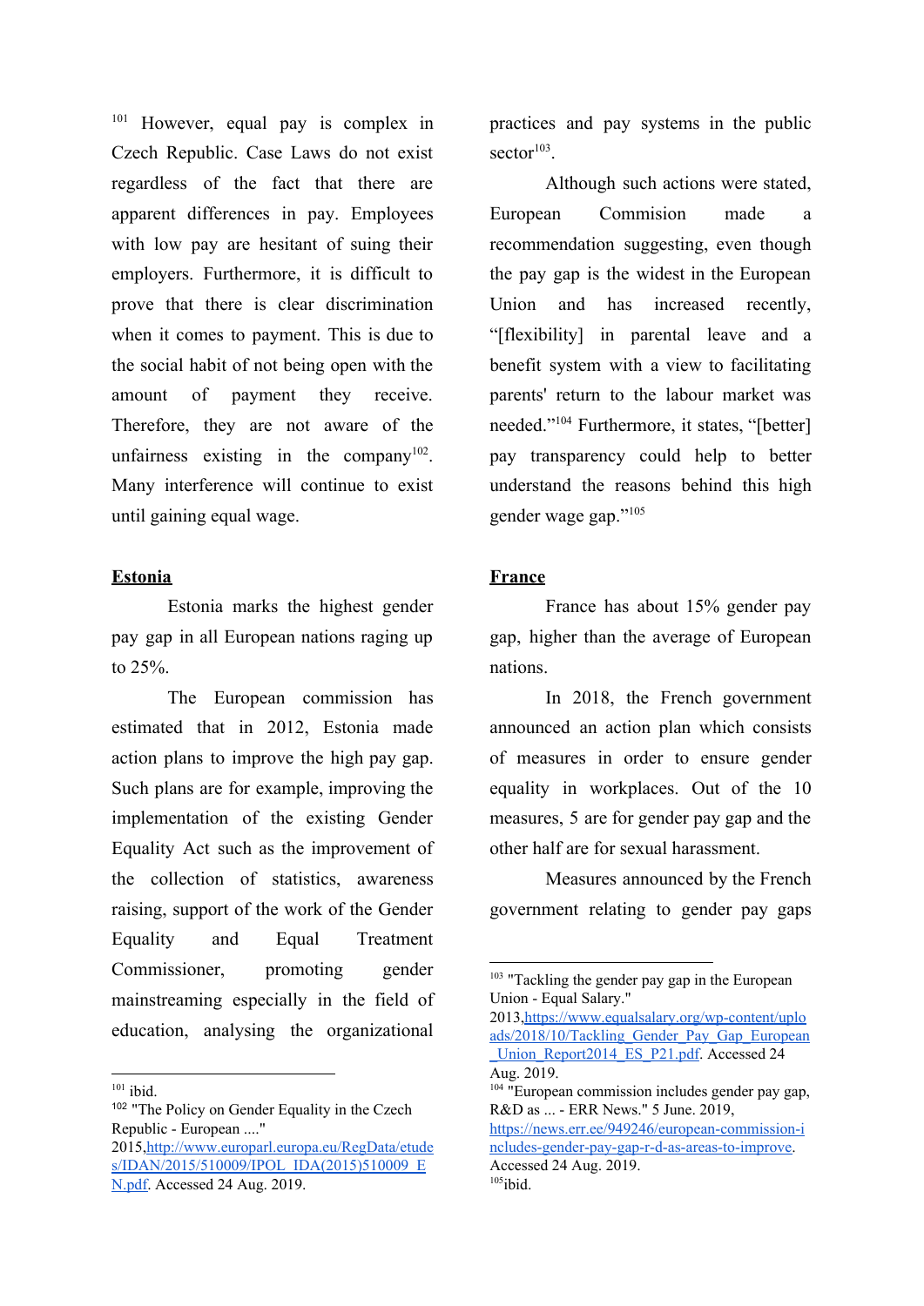[101] However, equal pay is complex in Czech Republic. Case Laws do not exist regardless of the fact that there are apparent differences in pay. Employees with low pay are hesitant of suing their employers. Furthermore, it is difficult to prove that there is clear discrimination when it comes to payment. This is due to the social habit of not being open with the amount of payment they receive. Therefore, they are not aware of the unfairness existing in the company[102]. Many interference will continue to exist until gaining equal wage.

## Estonia

Estonia marks the highest gender pay gap in all European nations raging up to 25%.

The European commission has estimated that in 2012, Estonia made action plans to improve the high pay gap. Such plans are for example, improving the implementation of the existing Gender Equality Act such as the improvement of the collection of statistics, awareness raising, support of the work of the Gender Equality and Equal Treatment Commissioner, promoting gender mainstreaming especially in the field of education, analysing the organizational practices and pay systems in the public sector[103].

Although such actions were stated, European Commision made a recommendation suggesting, even though the pay gap is the widest in the European Union and has increased recently, "[flexibility] in parental leave and a benefit system with a view to facilitating parents' return to the labour market was needed."[104] Furthermore, it states, "[better] pay transparency could help to better understand the reasons behind this high gender wage gap."[105]

## France

France has about 15% gender pay gap, higher than the average of European nations.

In 2018, the French government announced an action plan which consists of measures in order to ensure gender equality in workplaces. Out of the 10 measures, 5 are for gender pay gap and the other half are for sexual harassment.

Measures announced by the French government relating to gender pay gaps

---

[101] ibid.

[102] "The Policy on Gender Equality in the Czech Republic - European ...." 2015,http://www.europarl.europa.eu/RegData/etudes/IDAN/2015/510009/IPOL_IDA(2015)510009_EN.pdf. Accessed 24 Aug. 2019.

[103] "Tackling the gender pay gap in the European Union - Equal Salary." 2013,https://www.equalsalary.org/wp-content/uploads/2018/10/Tackling_Gender_Pay_Gap_European_Union_Report2014_ES_P21.pdf. Accessed 24 Aug. 2019.

[104] "European commission includes gender pay gap, R&D as ... - ERR News." 5 June. 2019, https://news.err.ee/949246/european-commission-includes-gender-pay-gap-r-d-as-areas-to-improve. Accessed 24 Aug. 2019.

[105] ibid.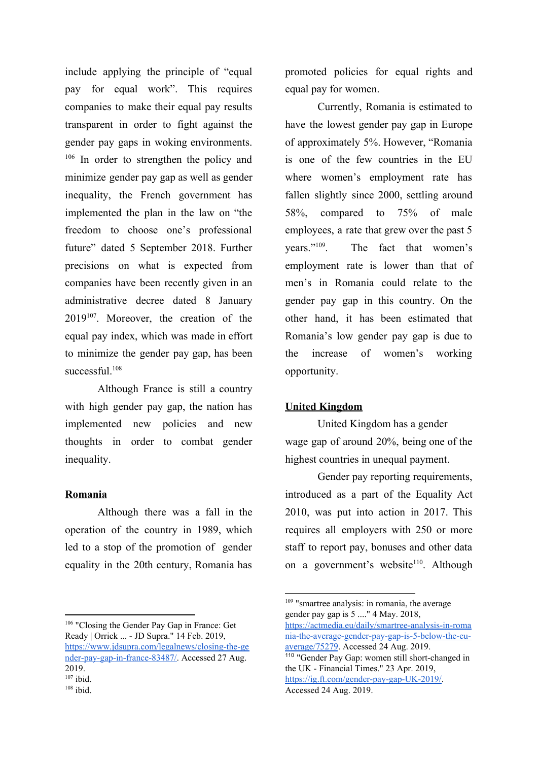include applying the principle of "equal pay for equal work". This requires companies to make their equal pay results transparent in order to fight against the gender pay gaps in woking environments.[106] In order to strengthen the policy and minimize gender pay gap as well as gender inequality, the French government has implemented the plan in the law on "the freedom to choose one's professional future" dated 5 September 2018. Further precisions on what is expected from companies have been recently given in an administrative decree dated 8 January 2019[107]. Moreover, the creation of the equal pay index, which was made in effort to minimize the gender pay gap, has been successful.[108]

Although France is still a country with high gender pay gap, the nation has implemented new policies and new thoughts in order to combat gender inequality.

**Romania**

Although there was a fall in the operation of the country in 1989, which led to a stop of the promotion of gender equality in the 20th century, Romania has promoted policies for equal rights and equal pay for women.

Currently, Romania is estimated to have the lowest gender pay gap in Europe of approximately 5%. However, "Romania is one of the few countries in the EU where women's employment rate has fallen slightly since 2000, settling around 58%, compared to 75% of male employees, a rate that grew over the past 5 years."[109]. The fact that women's employment rate is lower than that of men's in Romania could relate to the gender pay gap in this country. On the other hand, it has been estimated that Romania's low gender pay gap is due to the increase of women's working opportunity.

**United Kingdom**

United Kingdom has a gender wage gap of around 20%, being one of the highest countries in unequal payment.

Gender pay reporting requirements, introduced as a part of the Equality Act 2010, was put into action in 2017. This requires all employers with 250 or more staff to report pay, bonuses and other data on a government's website[110]. Although

---

[106] "Closing the Gender Pay Gap in France: Get Ready | Orrick ... - JD Supra." 14 Feb. 2019, https://www.jdsupra.com/legalnews/closing-the-gender-pay-gap-in-france-83487/. Accessed 27 Aug. 2019.

[107] ibid.

[108] ibid.

[109] "smartree analysis: in romania, the average gender pay gap is 5 ...." 4 May. 2018, https://actmedia.eu/daily/smartree-analysis-in-romania-the-average-gender-pay-gap-is-5-below-the-eu-average/75279. Accessed 24 Aug. 2019.

[110] "Gender Pay Gap: women still short-changed in the UK - Financial Times." 23 Apr. 2019, https://ig.ft.com/gender-pay-gap-UK-2019/. Accessed 24 Aug. 2019.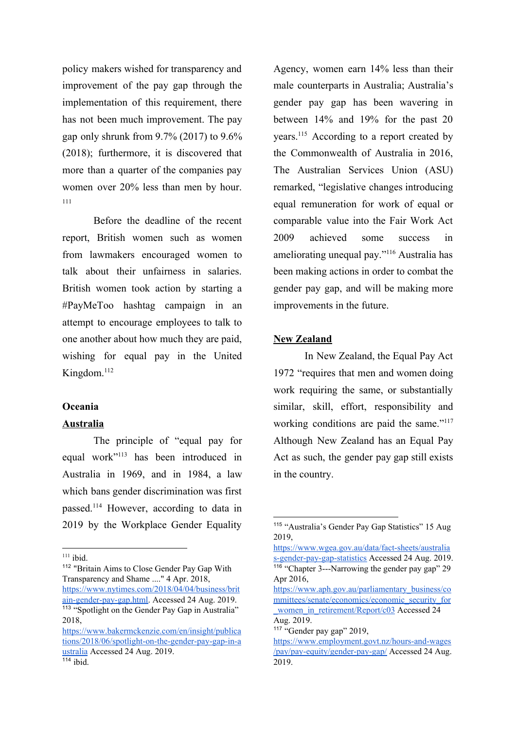policy makers wished for transparency and improvement of the pay gap through the implementation of this requirement, there has not been much improvement. The pay gap only shrunk from 9.7% (2017) to 9.6% (2018); furthermore, it is discovered that more than a quarter of the companies pay women over 20% less than men by hour.[111]

Before the deadline of the recent report, British women such as women from lawmakers encouraged women to talk about their unfairness in salaries. British women took action by starting a #PayMeToo hashtag campaign in an attempt to encourage employees to talk to one another about how much they are paid, wishing for equal pay in the United Kingdom.[112]

**Oceania**

**Australia**

The principle of "equal pay for equal work"[113] has been introduced in Australia in 1969, and in 1984, a law which bans gender discrimination was first passed.[114] However, according to data in 2019 by the Workplace Gender Equality Agency, women earn 14% less than their male counterparts in Australia; Australia's gender pay gap has been wavering in between 14% and 19% for the past 20 years.[115] According to a report created by the Commonwealth of Australia in 2016, The Australian Services Union (ASU) remarked, "legislative changes introducing equal remuneration for work of equal or comparable value into the Fair Work Act 2009 achieved some success in ameliorating unequal pay."[116] Australia has been making actions in order to combat the gender pay gap, and will be making more improvements in the future.

**New Zealand**

In New Zealand, the Equal Pay Act 1972 "requires that men and women doing work requiring the same, or substantially similar, skill, effort, responsibility and working conditions are paid the same."[117] Although New Zealand has an Equal Pay Act as such, the gender pay gap still exists in the country.

---

[111] ibid.

[112] "Britain Aims to Close Gender Pay Gap With Transparency and Shame ...." 4 Apr. 2018, https://www.nytimes.com/2018/04/04/business/britain-gender-pay-gap.html. Accessed 24 Aug. 2019.

[113] "Spotlight on the Gender Pay Gap in Australia" 2018, https://www.bakermckenzie.com/en/insight/publications/2018/06/spotlight-on-the-gender-pay-gap-in-australia Accessed 24 Aug. 2019.

[114] ibid.

[115] "Australia's Gender Pay Gap Statistics" 15 Aug 2019, https://www.wgea.gov.au/data/fact-sheets/australias-gender-pay-gap-statistics Accessed 24 Aug. 2019.

[116] "Chapter 3---Narrowing the gender pay gap" 29 Apr 2016, https://www.aph.gov.au/parliamentary_business/committees/senate/economics/economic_security_for_women_in_retirement/Report/c03 Accessed 24 Aug. 2019.

[117] "Gender pay gap" 2019, https://www.employment.govt.nz/hours-and-wages/pay/pay-equity/gender-pay-gap/ Accessed 24 Aug. 2019.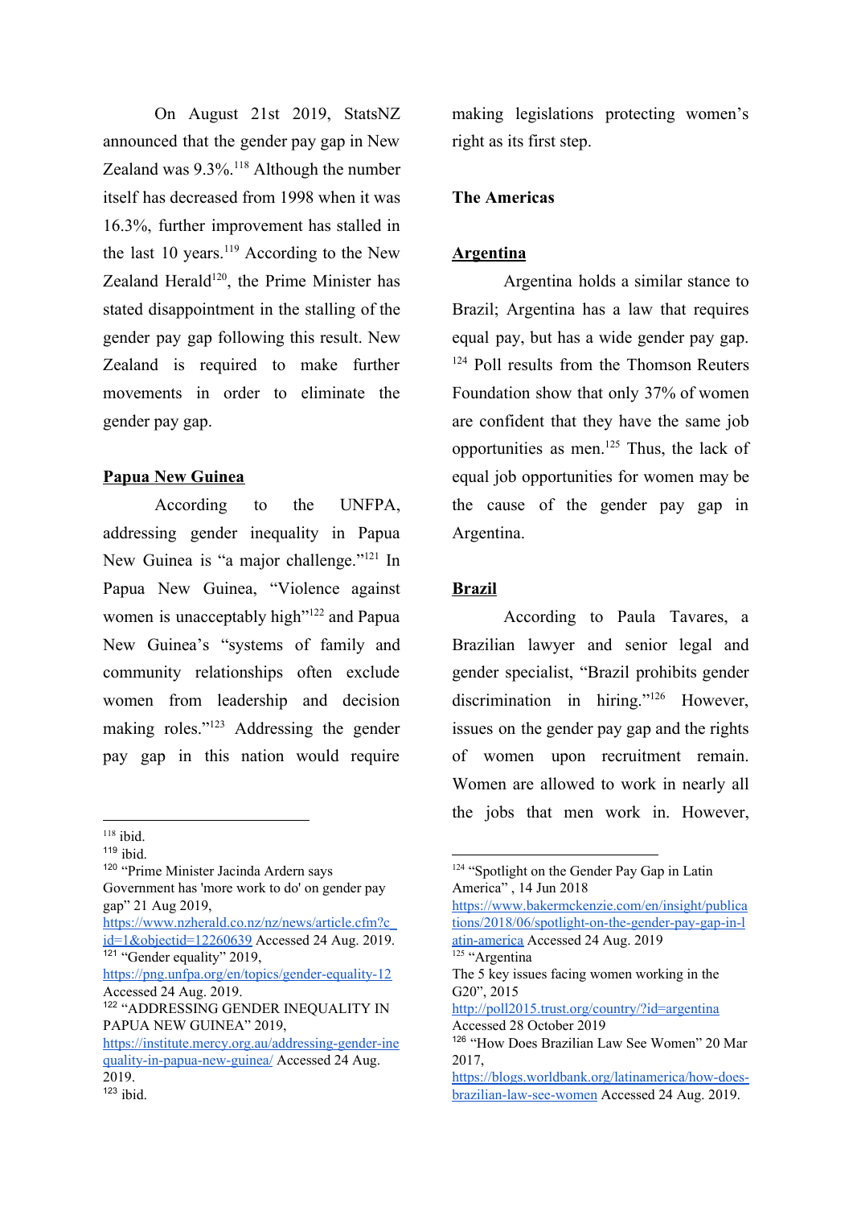On August 21st 2019, StatsNZ announced that the gender pay gap in New Zealand was 9.3%.[118] Although the number itself has decreased from 1998 when it was 16.3%, further improvement has stalled in the last 10 years.[119] According to the New Zealand Herald[120], the Prime Minister has stated disappointment in the stalling of the gender pay gap following this result. New Zealand is required to make further movements in order to eliminate the gender pay gap.

**Papua New Guinea**

According to the UNFPA, addressing gender inequality in Papua New Guinea is "a major challenge."[121] In Papua New Guinea, "Violence against women is unacceptably high"[122] and Papua New Guinea's "systems of family and community relationships often exclude women from leadership and decision making roles."[123] Addressing the gender pay gap in this nation would require making legislations protecting women's right as its first step.

**The Americas**

**Argentina**

Argentina holds a similar stance to Brazil; Argentina has a law that requires equal pay, but has a wide gender pay gap.[124] Poll results from the Thomson Reuters Foundation show that only 37% of women are confident that they have the same job opportunities as men.[125] Thus, the lack of equal job opportunities for women may be the cause of the gender pay gap in Argentina.

**Brazil**

According to Paula Tavares, a Brazilian lawyer and senior legal and gender specialist, "Brazil prohibits gender discrimination in hiring."[126] However, issues on the gender pay gap and the rights of women upon recruitment remain. Women are allowed to work in nearly all the jobs that men work in. However,

---

[118] ibid.

[119] ibid.

[120] "Prime Minister Jacinda Ardern says Government has 'more work to do' on gender pay gap" 21 Aug 2019, https://www.nzherald.co.nz/nz/news/article.cfm?c_id=1&objectid=12260639 Accessed 24 Aug. 2019.

[121] "Gender equality" 2019, https://png.unfpa.org/en/topics/gender-equality-12 Accessed 24 Aug. 2019.

[122] "ADDRESSING GENDER INEQUALITY IN PAPUA NEW GUINEA" 2019, https://institute.mercy.org.au/addressing-gender-inequality-in-papua-new-guinea/ Accessed 24 Aug. 2019.

[123] ibid.

[124] "Spotlight on the Gender Pay Gap in Latin America" , 14 Jun 2018 https://www.bakermckenzie.com/en/insight/publications/2018/06/spotlight-on-the-gender-pay-gap-in-latin-america Accessed 24 Aug. 2019

[125] "Argentina The 5 key issues facing women working in the G20", 2015 http://poll2015.trust.org/country/?id=argentina Accessed 28 October 2019

[126] "How Does Brazilian Law See Women" 20 Mar 2017, https://blogs.worldbank.org/latinamerica/how-does-brazilian-law-see-women Accessed 24 Aug. 2019.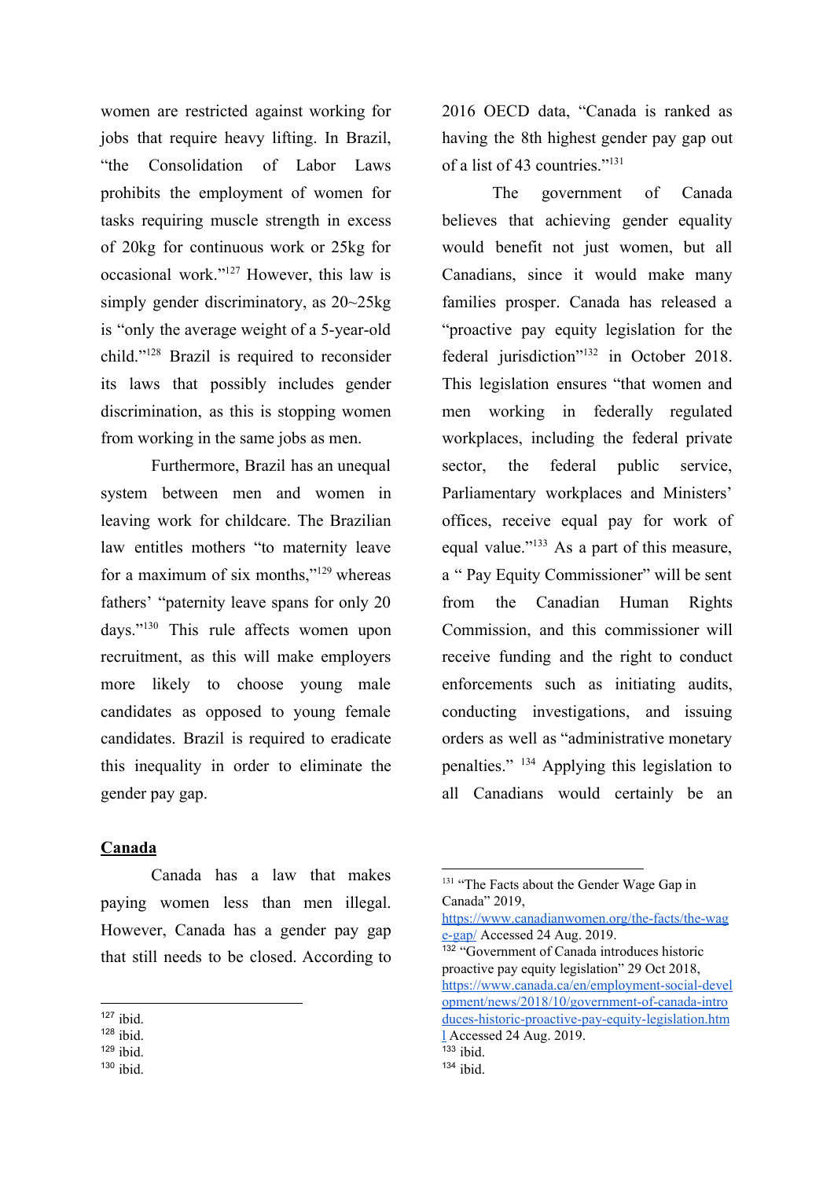women are restricted against working for jobs that require heavy lifting. In Brazil, "the Consolidation of Labor Laws prohibits the employment of women for tasks requiring muscle strength in excess of 20kg for continuous work or 25kg for occasional work."[127] However, this law is simply gender discriminatory, as 20~25kg is "only the average weight of a 5-year-old child."[128] Brazil is required to reconsider its laws that possibly includes gender discrimination, as this is stopping women from working in the same jobs as men.

Furthermore, Brazil has an unequal system between men and women in leaving work for childcare. The Brazilian law entitles mothers "to maternity leave for a maximum of six months,"[129] whereas fathers' "paternity leave spans for only 20 days."[130] This rule affects women upon recruitment, as this will make employers more likely to choose young male candidates as opposed to young female candidates. Brazil is required to eradicate this inequality in order to eliminate the gender pay gap.

**Canada**

Canada has a law that makes paying women less than men illegal. However, Canada has a gender pay gap that still needs to be closed. According to 2016 OECD data, "Canada is ranked as having the 8th highest gender pay gap out of a list of 43 countries."[131]

The government of Canada believes that achieving gender equality would benefit not just women, but all Canadians, since it would make many families prosper. Canada has released a "proactive pay equity legislation for the federal jurisdiction"[132] in October 2018. This legislation ensures "that women and men working in federally regulated workplaces, including the federal private sector, the federal public service, Parliamentary workplaces and Ministers' offices, receive equal pay for work of equal value."[133] As a part of this measure, a " Pay Equity Commissioner" will be sent from the Canadian Human Rights Commission, and this commissioner will receive funding and the right to conduct enforcements such as initiating audits, conducting investigations, and issuing orders as well as "administrative monetary penalties." [134] Applying this legislation to all Canadians would certainly be an

---

[127] ibid.
[128] ibid.
[129] ibid.
[130] ibid.

[131] "The Facts about the Gender Wage Gap in Canada" 2019, https://www.canadianwomen.org/the-facts/the-wage-gap/ Accessed 24 Aug. 2019.
[132] "Government of Canada introduces historic proactive pay equity legislation" 29 Oct 2018, https://www.canada.ca/en/employment-social-development/news/2018/10/government-of-canada-introduces-historic-proactive-pay-equity-legislation.html Accessed 24 Aug. 2019.
[133] ibid.
[134] ibid.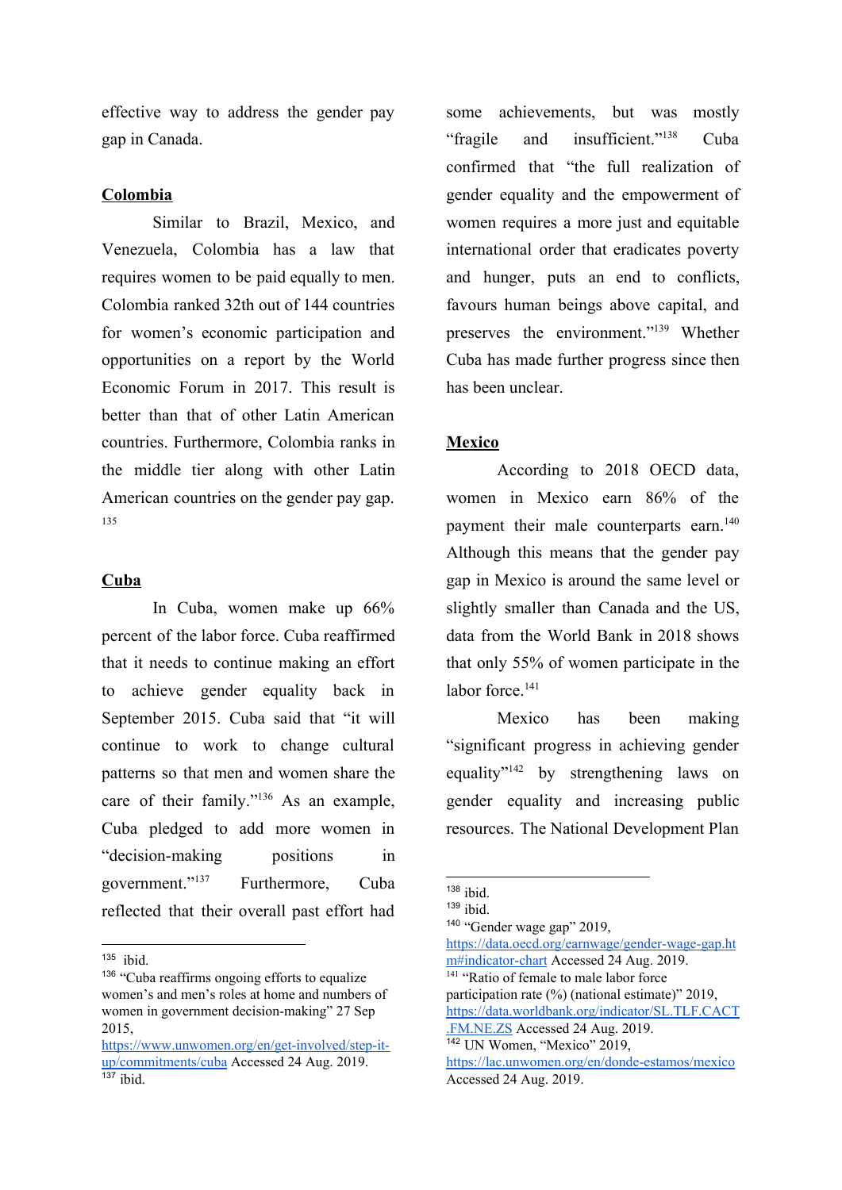effective way to address the gender pay gap in Canada.

## Colombia

Similar to Brazil, Mexico, and Venezuela, Colombia has a law that requires women to be paid equally to men. Colombia ranked 32th out of 144 countries for women's economic participation and opportunities on a report by the World Economic Forum in 2017. This result is better than that of other Latin American countries. Furthermore, Colombia ranks in the middle tier along with other Latin American countries on the gender pay gap.[135]

## Cuba

In Cuba, women make up 66% percent of the labor force. Cuba reaffirmed that it needs to continue making an effort to achieve gender equality back in September 2015. Cuba said that "it will continue to work to change cultural patterns so that men and women share the care of their family."[136] As an example, Cuba pledged to add more women in "decision-making positions in government."[137] Furthermore, Cuba reflected that their overall past effort had some achievements, but was mostly "fragile and insufficient."[138] Cuba confirmed that "the full realization of gender equality and the empowerment of women requires a more just and equitable international order that eradicates poverty and hunger, puts an end to conflicts, favours human beings above capital, and preserves the environment."[139] Whether Cuba has made further progress since then has been unclear.

## Mexico

According to 2018 OECD data, women in Mexico earn 86% of the payment their male counterparts earn.[140] Although this means that the gender pay gap in Mexico is around the same level or slightly smaller than Canada and the US, data from the World Bank in 2018 shows that only 55% of women participate in the labor force.[141]

Mexico has been making "significant progress in achieving gender equality"[142] by strengthening laws on gender equality and increasing public resources. The National Development Plan

---

[135] ibid.

[136] "Cuba reaffirms ongoing efforts to equalize women's and men's roles at home and numbers of women in government decision-making" 27 Sep 2015, https://www.unwomen.org/en/get-involved/step-it-up/commitments/cuba Accessed 24 Aug. 2019.

[137] ibid.

[138] ibid.

[139] ibid.

[140] "Gender wage gap" 2019, https://data.oecd.org/earnwage/gender-wage-gap.htm#indicator-chart Accessed 24 Aug. 2019.

[141] "Ratio of female to male labor force participation rate (%) (national estimate)" 2019, https://data.worldbank.org/indicator/SL.TLF.CACT.FM.NE.ZS Accessed 24 Aug. 2019.

[142] UN Women, "Mexico" 2019, https://lac.unwomen.org/en/donde-estamos/mexico Accessed 24 Aug. 2019.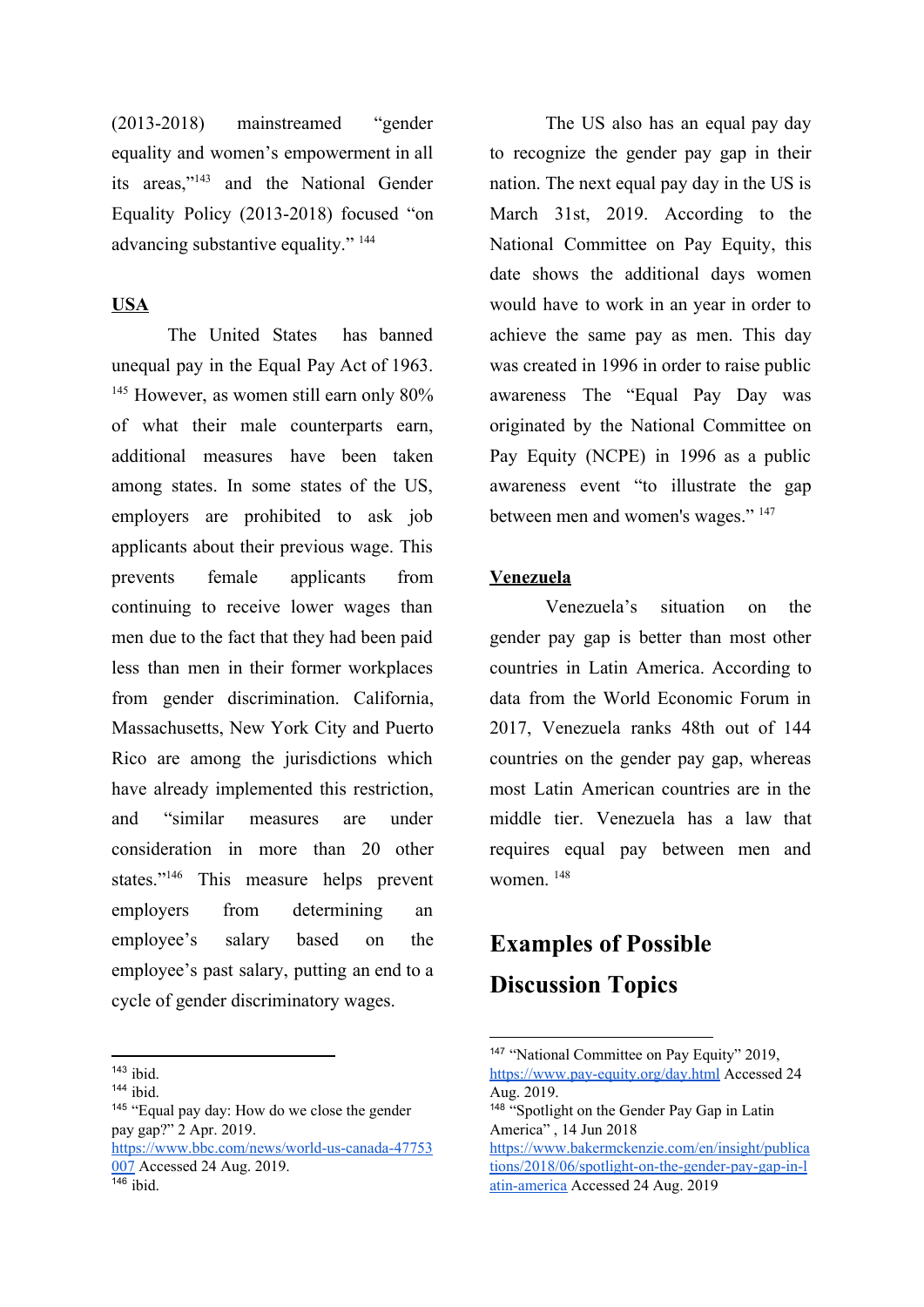(2013-2018) mainstreamed "gender equality and women's empowerment in all its areas,"[143] and the National Gender Equality Policy (2013-2018) focused "on advancing substantive equality." [144]

**USA**

The United States has banned unequal pay in the Equal Pay Act of 1963. [145] However, as women still earn only 80% of what their male counterparts earn, additional measures have been taken among states. In some states of the US, employers are prohibited to ask job applicants about their previous wage. This prevents female applicants from continuing to receive lower wages than men due to the fact that they had been paid less than men in their former workplaces from gender discrimination. California, Massachusetts, New York City and Puerto Rico are among the jurisdictions which have already implemented this restriction, and "similar measures are under consideration in more than 20 other states."[146] This measure helps prevent employers from determining an employee's salary based on the employee's past salary, putting an end to a cycle of gender discriminatory wages.

The US also has an equal pay day to recognize the gender pay gap in their nation. The next equal pay day in the US is March 31st, 2019. According to the National Committee on Pay Equity, this date shows the additional days women would have to work in an year in order to achieve the same pay as men. This day was created in 1996 in order to raise public awareness The "Equal Pay Day was originated by the National Committee on Pay Equity (NCPE) in 1996 as a public awareness event "to illustrate the gap between men and women's wages." [147]

**Venezuela**

Venezuela's situation on the gender pay gap is better than most other countries in Latin America. According to data from the World Economic Forum in 2017, Venezuela ranks 48th out of 144 countries on the gender pay gap, whereas most Latin American countries are in the middle tier. Venezuela has a law that requires equal pay between men and women. [148]

## Examples of Possible Discussion Topics

---

[143] ibid.
[144] ibid.
[145] "Equal pay day: How do we close the gender pay gap?" 2 Apr. 2019. https://www.bbc.com/news/world-us-canada-47753007 Accessed 24 Aug. 2019.
[146] ibid.
[147] "National Committee on Pay Equity" 2019, https://www.pay-equity.org/day.html Accessed 24 Aug. 2019.
[148] "Spotlight on the Gender Pay Gap in Latin America" , 14 Jun 2018 https://www.bakermckenzie.com/en/insight/publications/2018/06/spotlight-on-the-gender-pay-gap-in-latin-america Accessed 24 Aug. 2019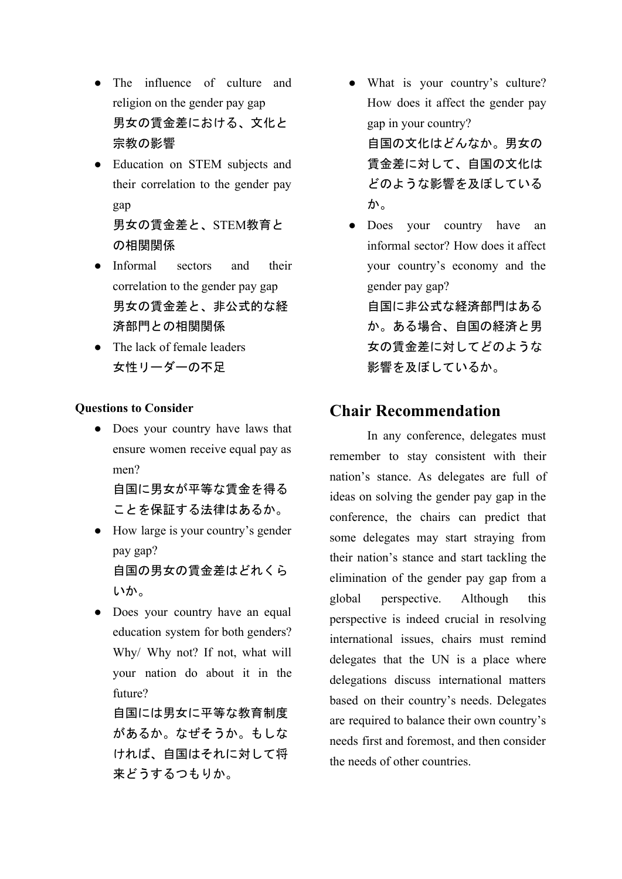- The influence of culture and religion on the gender pay gap
  男女の賃金差における、文化と宗教の影響
- Education on STEM subjects and their correlation to the gender pay gap
  男女の賃金差と、STEM教育との相関関係
- Informal sectors and their correlation to the gender pay gap
  男女の賃金差と、非公式的な経済部門との相関関係
- The lack of female leaders
  女性リーダーの不足

**Questions to Consider**

- Does your country have laws that ensure women receive equal pay as men?
  自国に男女が平等な賃金を得ることを保証する法律はあるか。
- How large is your country's gender pay gap?
  自国の男女の賃金差はどれくらいか。
- Does your country have an equal education system for both genders? Why/ Why not? If not, what will your nation do about it in the future?
  自国には男女に平等な教育制度があるか。なぜそうか。もしなければ、自国はそれに対して将来どうするつもりか。
- What is your country's culture? How does it affect the gender pay gap in your country?
  自国の文化はどんなか。男女の賃金差に対して、自国の文化はどのような影響を及ぼしているか。
- Does your country have an informal sector? How does it affect your country's economy and the gender pay gap?
  自国に非公式な経済部門はあるか。ある場合、自国の経済と男女の賃金差に対してどのような影響を及ぼしているか。

## Chair Recommendation

In any conference, delegates must remember to stay consistent with their nation's stance. As delegates are full of ideas on solving the gender pay gap in the conference, the chairs can predict that some delegates may start straying from their nation's stance and start tackling the elimination of the gender pay gap from a global perspective. Although this perspective is indeed crucial in resolving international issues, chairs must remind delegates that the UN is a place where delegations discuss international matters based on their country's needs. Delegates are required to balance their own country's needs first and foremost, and then consider the needs of other countries.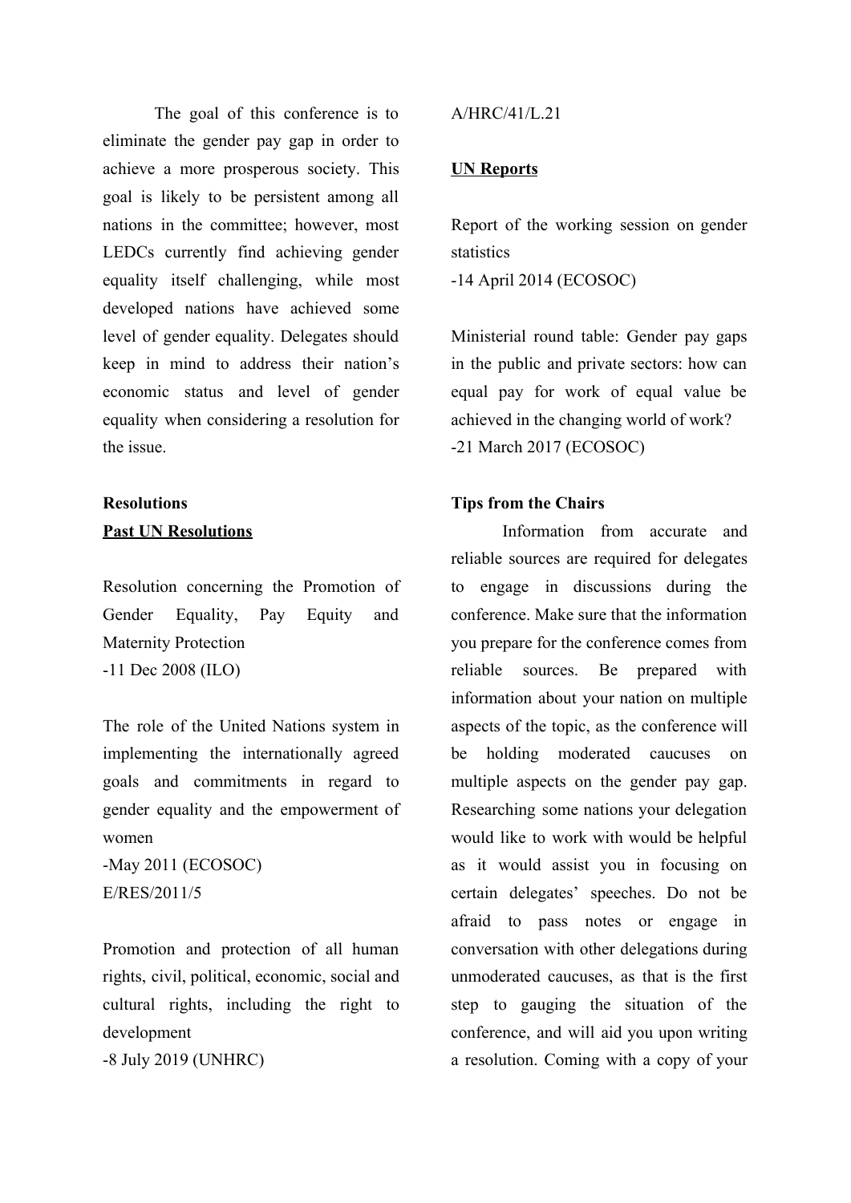The goal of this conference is to eliminate the gender pay gap in order to achieve a more prosperous society. This goal is likely to be persistent among all nations in the committee; however, most LEDCs currently find achieving gender equality itself challenging, while most developed nations have achieved some level of gender equality. Delegates should keep in mind to address their nation's economic status and level of gender equality when considering a resolution for the issue.

## Resolutions

### Past UN Resolutions

Resolution concerning the Promotion of Gender Equality, Pay Equity and Maternity Protection
-11 Dec 2008 (ILO)

The role of the United Nations system in implementing the internationally agreed goals and commitments in regard to gender equality and the empowerment of women
-May 2011 (ECOSOC)
E/RES/2011/5

Promotion and protection of all human rights, civil, political, economic, social and cultural rights, including the right to development
-8 July 2019 (UNHRC)
A/HRC/41/L.21

### UN Reports

Report of the working session on gender statistics
-14 April 2014 (ECOSOC)

Ministerial round table: Gender pay gaps in the public and private sectors: how can equal pay for work of equal value be achieved in the changing world of work?
-21 March 2017 (ECOSOC)

## Tips from the Chairs

Information from accurate and reliable sources are required for delegates to engage in discussions during the conference. Make sure that the information you prepare for the conference comes from reliable sources. Be prepared with information about your nation on multiple aspects of the topic, as the conference will be holding moderated caucuses on multiple aspects on the gender pay gap. Researching some nations your delegation would like to work with would be helpful as it would assist you in focusing on certain delegates' speeches. Do not be afraid to pass notes or engage in conversation with other delegations during unmoderated caucuses, as that is the first step to gauging the situation of the conference, and will aid you upon writing a resolution. Coming with a copy of your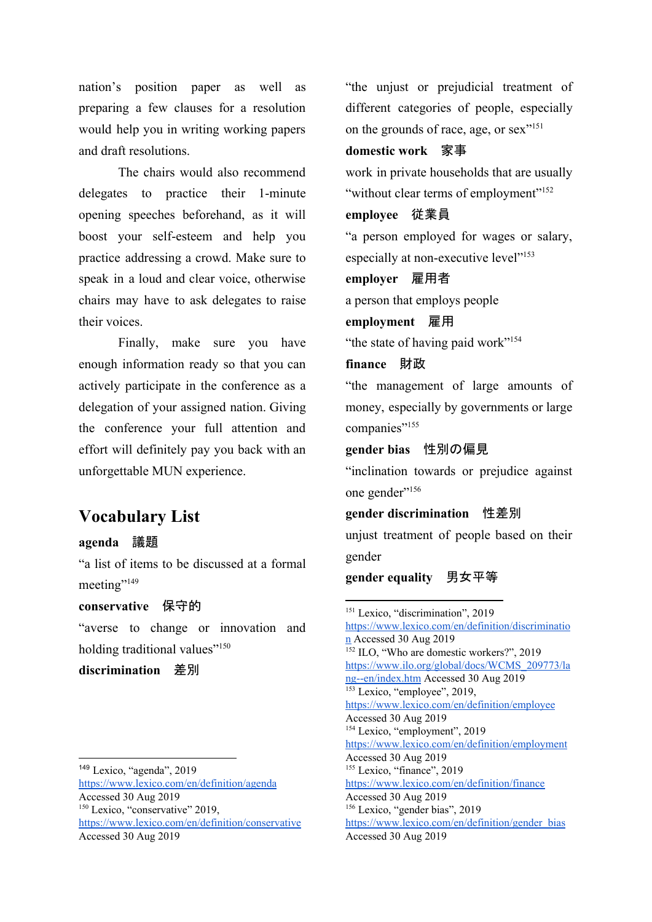nation's position paper as well as preparing a few clauses for a resolution would help you in writing working papers and draft resolutions.

The chairs would also recommend delegates to practice their 1-minute opening speeches beforehand, as it will boost your self-esteem and help you practice addressing a crowd. Make sure to speak in a loud and clear voice, otherwise chairs may have to ask delegates to raise their voices.

Finally, make sure you have enough information ready so that you can actively participate in the conference as a delegation of your assigned nation. Giving the conference your full attention and effort will definitely pay you back with an unforgettable MUN experience.

## Vocabulary List

**agenda　議題**

"a list of items to be discussed at a formal meeting"[149]

**conservative　保守的**

"averse to change or innovation and holding traditional values"[150]

**discrimination　差別**

"the unjust or prejudicial treatment of different categories of people, especially on the grounds of race, age, or sex"[151]

**domestic work　家事**

work in private households that are usually "without clear terms of employment"[152]

**employee　従業員**

"a person employed for wages or salary, especially at non-executive level"[153]

**employer　雇用者**

a person that employs people

**employment　雇用**

"the state of having paid work"[154]

**finance　財政**

"the management of large amounts of money, especially by governments or large companies"[155]

**gender bias　性別の偏見**

"inclination towards or prejudice against one gender"[156]

**gender discrimination　性差別**

unjust treatment of people based on their gender

**gender equality　男女平等**

---

[149] Lexico, "agenda", 2019 https://www.lexico.com/en/definition/agenda Accessed 30 Aug 2019

[150] Lexico, "conservative" 2019, https://www.lexico.com/en/definition/conservative Accessed 30 Aug 2019

[151] Lexico, "discrimination", 2019 https://www.lexico.com/en/definition/discrimination Accessed 30 Aug 2019

[152] ILO, "Who are domestic workers?", 2019 https://www.ilo.org/global/docs/WCMS_209773/lang--en/index.htm Accessed 30 Aug 2019

[153] Lexico, "employee", 2019, https://www.lexico.com/en/definition/employee Accessed 30 Aug 2019

[154] Lexico, "employment", 2019 https://www.lexico.com/en/definition/employment Accessed 30 Aug 2019

[155] Lexico, "finance", 2019 https://www.lexico.com/en/definition/finance Accessed 30 Aug 2019

[156] Lexico, "gender bias", 2019 https://www.lexico.com/en/definition/gender_bias Accessed 30 Aug 2019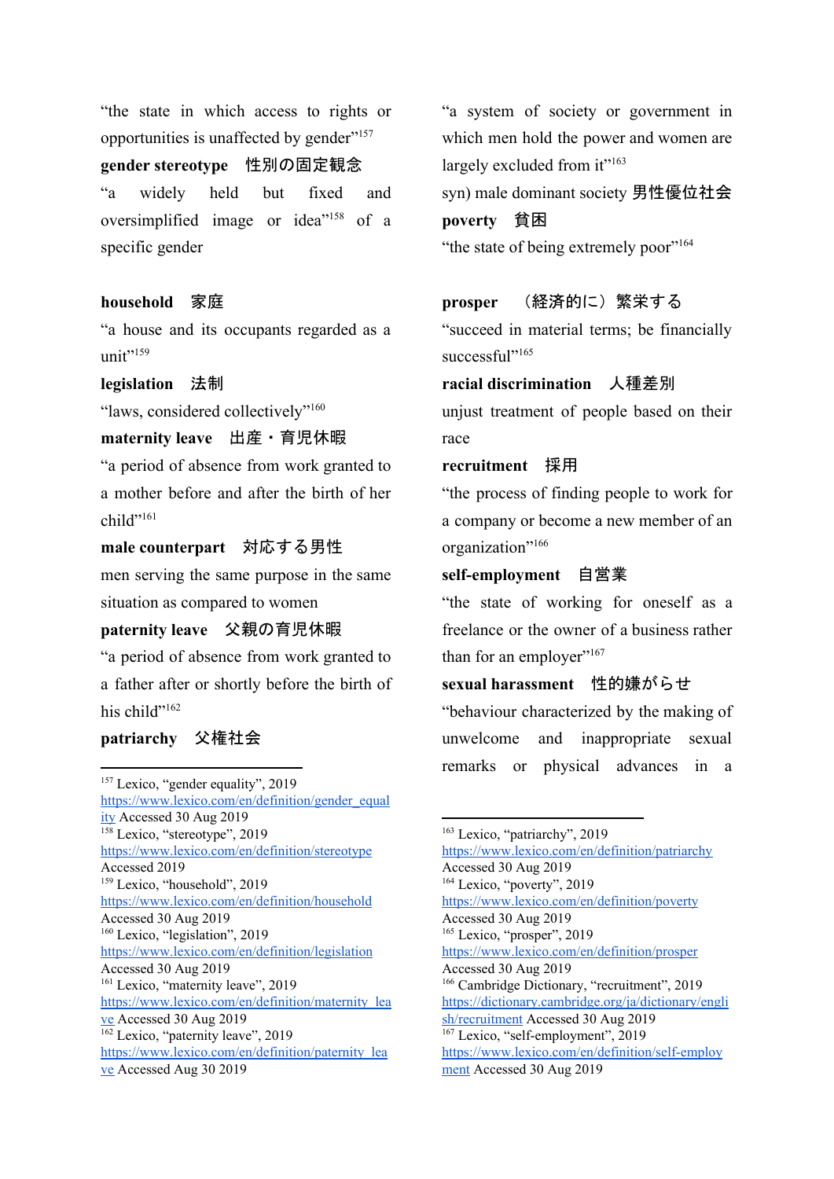"the state in which access to rights or opportunities is unaffected by gender"[157]

**gender stereotype**　性別の固定観念

"a widely held but fixed and oversimplified image or idea"[158] of a specific gender

**household**　家庭

"a house and its occupants regarded as a unit"[159]

**legislation**　法制

"laws, considered collectively"[160]

**maternity leave**　出産・育児休暇

"a period of absence from work granted to a mother before and after the birth of her child"[161]

**male counterpart**　対応する男性

men serving the same purpose in the same situation as compared to women

**paternity leave**　父親の育児休暇

"a period of absence from work granted to a father after or shortly before the birth of his child"[162]

**patriarchy**　父権社会

"a system of society or government in which men hold the power and women are largely excluded from it"[163]

syn) male dominant society 男性優位社会

**poverty**　貧困

"the state of being extremely poor"[164]

**prosper**　（経済的に）繁栄する

"succeed in material terms; be financially successful"[165]

**racial discrimination**　人種差別

unjust treatment of people based on their race

**recruitment**　採用

"the process of finding people to work for a company or become a new member of an organization"[166]

**self-employment**　自営業

"the state of working for oneself as a freelance or the owner of a business rather than for an employer"[167]

**sexual harassment**　性的嫌がらせ

"behaviour characterized by the making of unwelcome and inappropriate sexual remarks or physical advances in a

---

[157] Lexico, "gender equality", 2019 https://www.lexico.com/en/definition/gender_equality Accessed 30 Aug 2019

[158] Lexico, "stereotype", 2019 https://www.lexico.com/en/definition/stereotype Accessed 2019

[159] Lexico, "household", 2019 https://www.lexico.com/en/definition/household Accessed 30 Aug 2019

[160] Lexico, "legislation", 2019 https://www.lexico.com/en/definition/legislation Accessed 30 Aug 2019

[161] Lexico, "maternity leave", 2019 https://www.lexico.com/en/definition/maternity_leave Accessed 30 Aug 2019

[162] Lexico, "paternity leave", 2019 https://www.lexico.com/en/definition/paternity_leave Accessed Aug 30 2019

[163] Lexico, "patriarchy", 2019 https://www.lexico.com/en/definition/patriarchy Accessed 30 Aug 2019

[164] Lexico, "poverty", 2019 https://www.lexico.com/en/definition/poverty Accessed 30 Aug 2019

[165] Lexico, "prosper", 2019 https://www.lexico.com/en/definition/prosper Accessed 30 Aug 2019

[166] Cambridge Dictionary, "recruitment", 2019 https://dictionary.cambridge.org/ja/dictionary/english/recruitment Accessed 30 Aug 2019

[167] Lexico, "self-employment", 2019 https://www.lexico.com/en/definition/self-employment Accessed 30 Aug 2019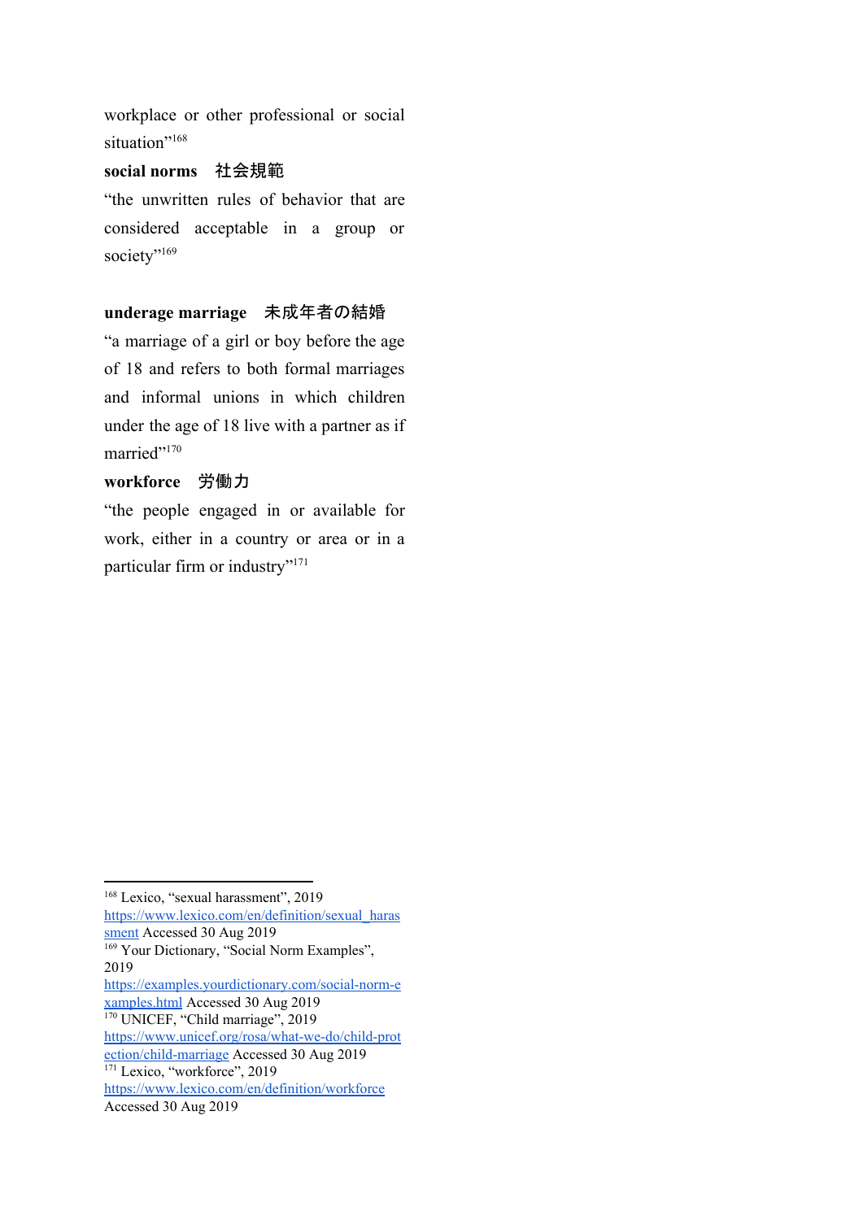workplace or other professional or social situation"[168]

**social norms　社会規範**

"the unwritten rules of behavior that are considered acceptable in a group or society"[169]

**underage marriage　未成年者の結婚**

"a marriage of a girl or boy before the age of 18 and refers to both formal marriages and informal unions in which children under the age of 18 live with a partner as if married"[170]

**workforce　労働力**

"the people engaged in or available for work, either in a country or area or in a particular firm or industry"[171]

---

[168] Lexico, "sexual harassment", 2019 https://www.lexico.com/en/definition/sexual_harassment Accessed 30 Aug 2019

[169] Your Dictionary, "Social Norm Examples", 2019 https://examples.yourdictionary.com/social-norm-examples.html Accessed 30 Aug 2019

[170] UNICEF, "Child marriage", 2019 https://www.unicef.org/rosa/what-we-do/child-protection/child-marriage Accessed 30 Aug 2019

[171] Lexico, "workforce", 2019 https://www.lexico.com/en/definition/workforce Accessed 30 Aug 2019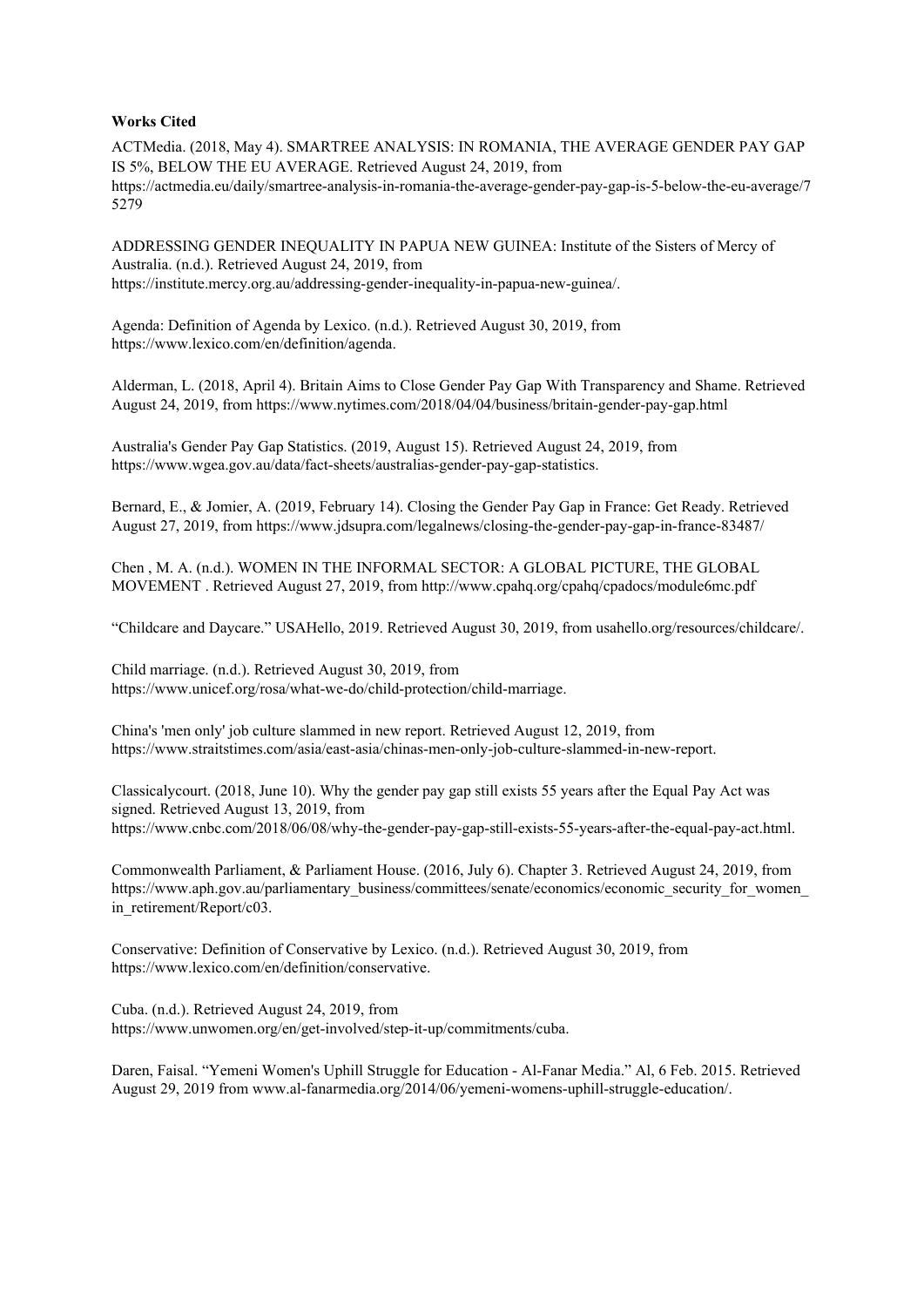**Works Cited**

ACTMedia. (2018, May 4). SMARTREE ANALYSIS: IN ROMANIA, THE AVERAGE GENDER PAY GAP IS 5%, BELOW THE EU AVERAGE. Retrieved August 24, 2019, from https://actmedia.eu/daily/smartree-analysis-in-romania-the-average-gender-pay-gap-is-5-below-the-eu-average/75279

ADDRESSING GENDER INEQUALITY IN PAPUA NEW GUINEA: Institute of the Sisters of Mercy of Australia. (n.d.). Retrieved August 24, 2019, from https://institute.mercy.org.au/addressing-gender-inequality-in-papua-new-guinea/.

Agenda: Definition of Agenda by Lexico. (n.d.). Retrieved August 30, 2019, from https://www.lexico.com/en/definition/agenda.

Alderman, L. (2018, April 4). Britain Aims to Close Gender Pay Gap With Transparency and Shame. Retrieved August 24, 2019, from https://www.nytimes.com/2018/04/04/business/britain-gender-pay-gap.html

Australia's Gender Pay Gap Statistics. (2019, August 15). Retrieved August 24, 2019, from https://www.wgea.gov.au/data/fact-sheets/australias-gender-pay-gap-statistics.

Bernard, E., & Jomier, A. (2019, February 14). Closing the Gender Pay Gap in France: Get Ready. Retrieved August 27, 2019, from https://www.jdsupra.com/legalnews/closing-the-gender-pay-gap-in-france-83487/

Chen , M. A. (n.d.). WOMEN IN THE INFORMAL SECTOR: A GLOBAL PICTURE, THE GLOBAL MOVEMENT . Retrieved August 27, 2019, from http://www.cpahq.org/cpahq/cpadocs/module6mc.pdf

"Childcare and Daycare." USAHello, 2019. Retrieved August 30, 2019, from usahello.org/resources/childcare/.

Child marriage. (n.d.). Retrieved August 30, 2019, from https://www.unicef.org/rosa/what-we-do/child-protection/child-marriage.

China's 'men only' job culture slammed in new report. Retrieved August 12, 2019, from https://www.straitstimes.com/asia/east-asia/chinas-men-only-job-culture-slammed-in-new-report.

Classicalycourt. (2018, June 10). Why the gender pay gap still exists 55 years after the Equal Pay Act was signed. Retrieved August 13, 2019, from https://www.cnbc.com/2018/06/08/why-the-gender-pay-gap-still-exists-55-years-after-the-equal-pay-act.html.

Commonwealth Parliament, & Parliament House. (2016, July 6). Chapter 3. Retrieved August 24, 2019, from https://www.aph.gov.au/parliamentary_business/committees/senate/economics/economic_security_for_women_in_retirement/Report/c03.

Conservative: Definition of Conservative by Lexico. (n.d.). Retrieved August 30, 2019, from https://www.lexico.com/en/definition/conservative.

Cuba. (n.d.). Retrieved August 24, 2019, from https://www.unwomen.org/en/get-involved/step-it-up/commitments/cuba.

Daren, Faisal. "Yemeni Women's Uphill Struggle for Education - Al-Fanar Media." Al, 6 Feb. 2015. Retrieved August 29, 2019 from www.al-fanarmedia.org/2014/06/yemeni-womens-uphill-struggle-education/.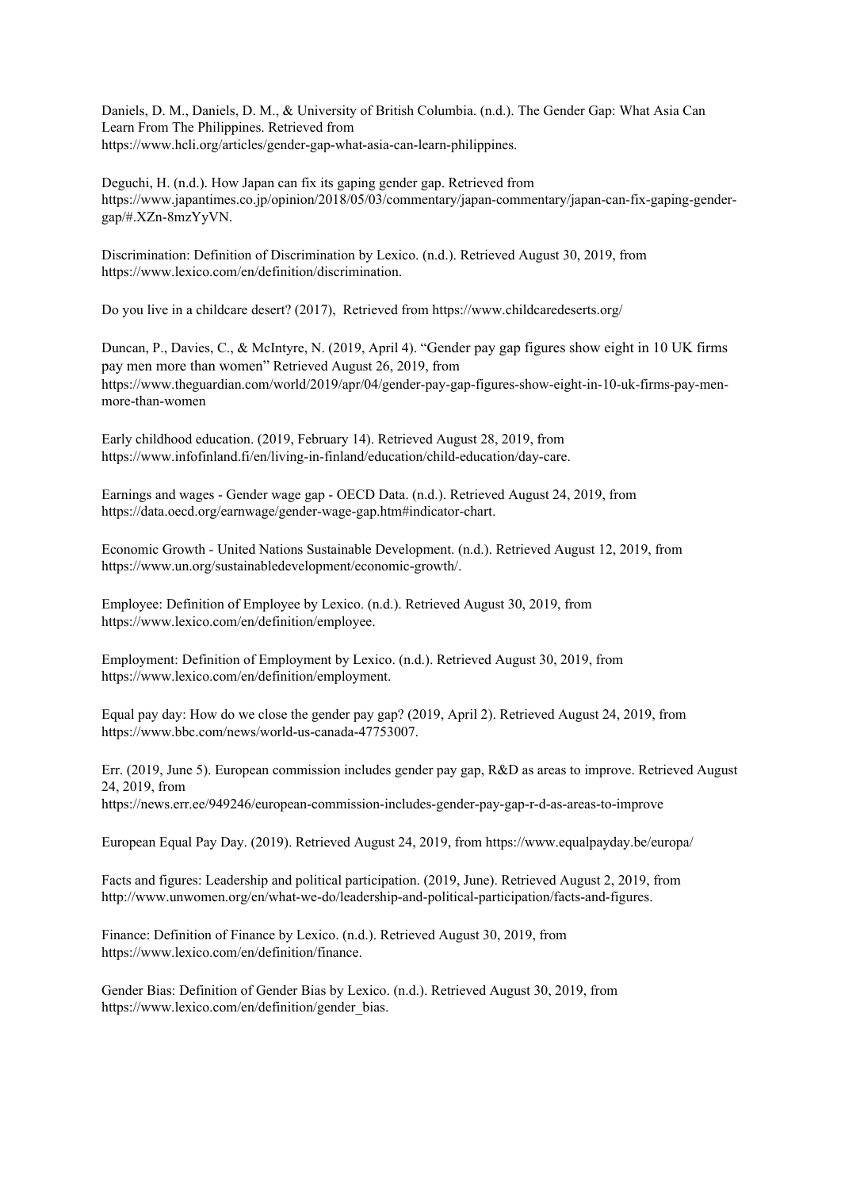Daniels, D. M., Daniels, D. M., & University of British Columbia. (n.d.). The Gender Gap: What Asia Can Learn From The Philippines. Retrieved from https://www.hcli.org/articles/gender-gap-what-asia-can-learn-philippines.

Deguchi, H. (n.d.). How Japan can fix its gaping gender gap. Retrieved from https://www.japantimes.co.jp/opinion/2018/05/03/commentary/japan-commentary/japan-can-fix-gaping-gender-gap/#.XZn-8mzYyVN.

Discrimination: Definition of Discrimination by Lexico. (n.d.). Retrieved August 30, 2019, from https://www.lexico.com/en/definition/discrimination.

Do you live in a childcare desert? (2017), Retrieved from https://www.childcaredeserts.org/

Duncan, P., Davies, C., & McIntyre, N. (2019, April 4). "Gender pay gap figures show eight in 10 UK firms pay men more than women" Retrieved August 26, 2019, from https://www.theguardian.com/world/2019/apr/04/gender-pay-gap-figures-show-eight-in-10-uk-firms-pay-men-more-than-women

Early childhood education. (2019, February 14). Retrieved August 28, 2019, from https://www.infofinland.fi/en/living-in-finland/education/child-education/day-care.

Earnings and wages - Gender wage gap - OECD Data. (n.d.). Retrieved August 24, 2019, from https://data.oecd.org/earnwage/gender-wage-gap.htm#indicator-chart.

Economic Growth - United Nations Sustainable Development. (n.d.). Retrieved August 12, 2019, from https://www.un.org/sustainabledevelopment/economic-growth/.

Employee: Definition of Employee by Lexico. (n.d.). Retrieved August 30, 2019, from https://www.lexico.com/en/definition/employee.

Employment: Definition of Employment by Lexico. (n.d.). Retrieved August 30, 2019, from https://www.lexico.com/en/definition/employment.

Equal pay day: How do we close the gender pay gap? (2019, April 2). Retrieved August 24, 2019, from https://www.bbc.com/news/world-us-canada-47753007.

Err. (2019, June 5). European commission includes gender pay gap, R&D as areas to improve. Retrieved August 24, 2019, from https://news.err.ee/949246/european-commission-includes-gender-pay-gap-r-d-as-areas-to-improve

European Equal Pay Day. (2019). Retrieved August 24, 2019, from https://www.equalpayday.be/europa/

Facts and figures: Leadership and political participation. (2019, June). Retrieved August 2, 2019, from http://www.unwomen.org/en/what-we-do/leadership-and-political-participation/facts-and-figures.

Finance: Definition of Finance by Lexico. (n.d.). Retrieved August 30, 2019, from https://www.lexico.com/en/definition/finance.

Gender Bias: Definition of Gender Bias by Lexico. (n.d.). Retrieved August 30, 2019, from https://www.lexico.com/en/definition/gender_bias.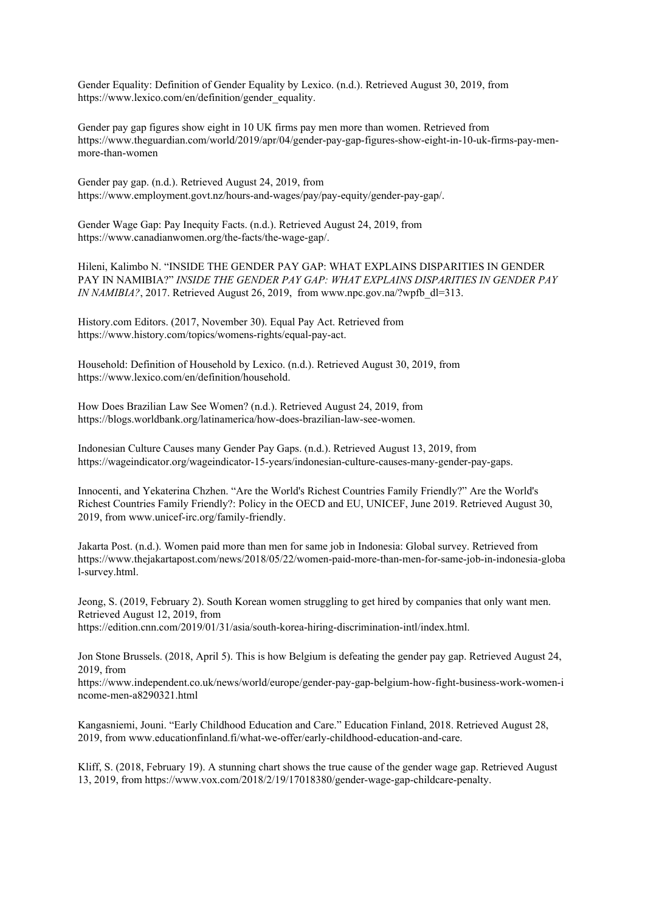Gender Equality: Definition of Gender Equality by Lexico. (n.d.). Retrieved August 30, 2019, from https://www.lexico.com/en/definition/gender_equality.

Gender pay gap figures show eight in 10 UK firms pay men more than women. Retrieved from https://www.theguardian.com/world/2019/apr/04/gender-pay-gap-figures-show-eight-in-10-uk-firms-pay-men-more-than-women

Gender pay gap. (n.d.). Retrieved August 24, 2019, from https://www.employment.govt.nz/hours-and-wages/pay/pay-equity/gender-pay-gap/.

Gender Wage Gap: Pay Inequity Facts. (n.d.). Retrieved August 24, 2019, from https://www.canadianwomen.org/the-facts/the-wage-gap/.

Hileni, Kalimbo N. "INSIDE THE GENDER PAY GAP: WHAT EXPLAINS DISPARITIES IN GENDER PAY IN NAMIBIA?" *INSIDE THE GENDER PAY GAP: WHAT EXPLAINS DISPARITIES IN GENDER PAY IN NAMIBIA?*, 2017. Retrieved August 26, 2019, from www.npc.gov.na/?wpfb_dl=313.

History.com Editors. (2017, November 30). Equal Pay Act. Retrieved from https://www.history.com/topics/womens-rights/equal-pay-act.

Household: Definition of Household by Lexico. (n.d.). Retrieved August 30, 2019, from https://www.lexico.com/en/definition/household.

How Does Brazilian Law See Women? (n.d.). Retrieved August 24, 2019, from https://blogs.worldbank.org/latinamerica/how-does-brazilian-law-see-women.

Indonesian Culture Causes many Gender Pay Gaps. (n.d.). Retrieved August 13, 2019, from https://wageindicator.org/wageindicator-15-years/indonesian-culture-causes-many-gender-pay-gaps.

Innocenti, and Yekaterina Chzhen. "Are the World's Richest Countries Family Friendly?" Are the World's Richest Countries Family Friendly?: Policy in the OECD and EU, UNICEF, June 2019. Retrieved August 30, 2019, from www.unicef-irc.org/family-friendly.

Jakarta Post. (n.d.). Women paid more than men for same job in Indonesia: Global survey. Retrieved from https://www.thejakartapost.com/news/2018/05/22/women-paid-more-than-men-for-same-job-in-indonesia-global-survey.html.

Jeong, S. (2019, February 2). South Korean women struggling to get hired by companies that only want men. Retrieved August 12, 2019, from https://edition.cnn.com/2019/01/31/asia/south-korea-hiring-discrimination-intl/index.html.

Jon Stone Brussels. (2018, April 5). This is how Belgium is defeating the gender pay gap. Retrieved August 24, 2019, from https://www.independent.co.uk/news/world/europe/gender-pay-gap-belgium-how-fight-business-work-women-income-men-a8290321.html

Kangasniemi, Jouni. "Early Childhood Education and Care." Education Finland, 2018. Retrieved August 28, 2019, from www.educationfinland.fi/what-we-offer/early-childhood-education-and-care.

Kliff, S. (2018, February 19). A stunning chart shows the true cause of the gender wage gap. Retrieved August 13, 2019, from https://www.vox.com/2018/2/19/17018380/gender-wage-gap-childcare-penalty.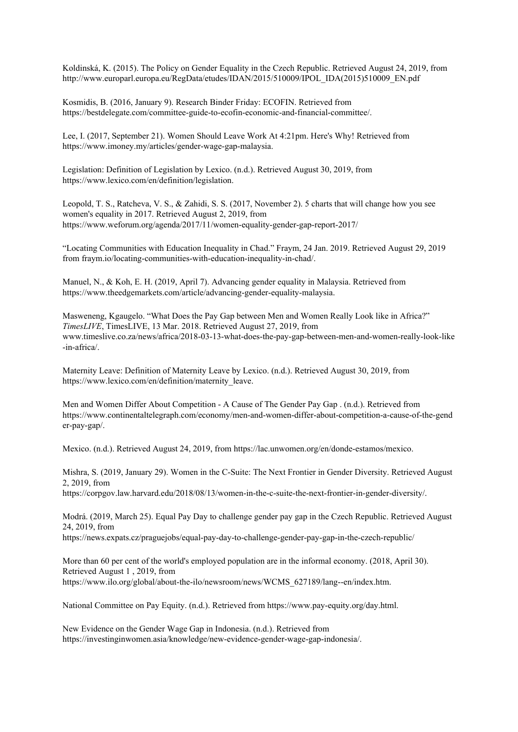Koldinská, K. (2015). The Policy on Gender Equality in the Czech Republic. Retrieved August 24, 2019, from http://www.europarl.europa.eu/RegData/etudes/IDAN/2015/510009/IPOL_IDA(2015)510009_EN.pdf

Kosmidis, B. (2016, January 9). Research Binder Friday: ECOFIN. Retrieved from https://bestdelegate.com/committee-guide-to-ecofin-economic-and-financial-committee/.

Lee, I. (2017, September 21). Women Should Leave Work At 4:21pm. Here's Why! Retrieved from https://www.imoney.my/articles/gender-wage-gap-malaysia.

Legislation: Definition of Legislation by Lexico. (n.d.). Retrieved August 30, 2019, from https://www.lexico.com/en/definition/legislation.

Leopold, T. S., Ratcheva, V. S., & Zahidi, S. S. (2017, November 2). 5 charts that will change how you see women's equality in 2017. Retrieved August 2, 2019, from https://www.weforum.org/agenda/2017/11/women-equality-gender-gap-report-2017/

"Locating Communities with Education Inequality in Chad." Fraym, 24 Jan. 2019. Retrieved August 29, 2019 from fraym.io/locating-communities-with-education-inequality-in-chad/.

Manuel, N., & Koh, E. H. (2019, April 7). Advancing gender equality in Malaysia. Retrieved from https://www.theedgemarkets.com/article/advancing-gender-equality-malaysia.

Masweneng, Kgaugelo. "What Does the Pay Gap between Men and Women Really Look like in Africa?" *TimesLIVE*, TimesLIVE, 13 Mar. 2018. Retrieved August 27, 2019, from www.timeslive.co.za/news/africa/2018-03-13-what-does-the-pay-gap-between-men-and-women-really-look-like-in-africa/.

Maternity Leave: Definition of Maternity Leave by Lexico. (n.d.). Retrieved August 30, 2019, from https://www.lexico.com/en/definition/maternity_leave.

Men and Women Differ About Competition - A Cause of The Gender Pay Gap . (n.d.). Retrieved from https://www.continentaltelegraph.com/economy/men-and-women-differ-about-competition-a-cause-of-the-gender-pay-gap/.

Mexico. (n.d.). Retrieved August 24, 2019, from https://lac.unwomen.org/en/donde-estamos/mexico.

Mishra, S. (2019, January 29). Women in the C-Suite: The Next Frontier in Gender Diversity. Retrieved August 2, 2019, from https://corpgov.law.harvard.edu/2018/08/13/women-in-the-c-suite-the-next-frontier-in-gender-diversity/.

Modrá. (2019, March 25). Equal Pay Day to challenge gender pay gap in the Czech Republic. Retrieved August 24, 2019, from https://news.expats.cz/praguejobs/equal-pay-day-to-challenge-gender-pay-gap-in-the-czech-republic/

More than 60 per cent of the world's employed population are in the informal economy. (2018, April 30). Retrieved August 1 , 2019, from https://www.ilo.org/global/about-the-ilo/newsroom/news/WCMS_627189/lang--en/index.htm.

National Committee on Pay Equity. (n.d.). Retrieved from https://www.pay-equity.org/day.html.

New Evidence on the Gender Wage Gap in Indonesia. (n.d.). Retrieved from https://investinginwomen.asia/knowledge/new-evidence-gender-wage-gap-indonesia/.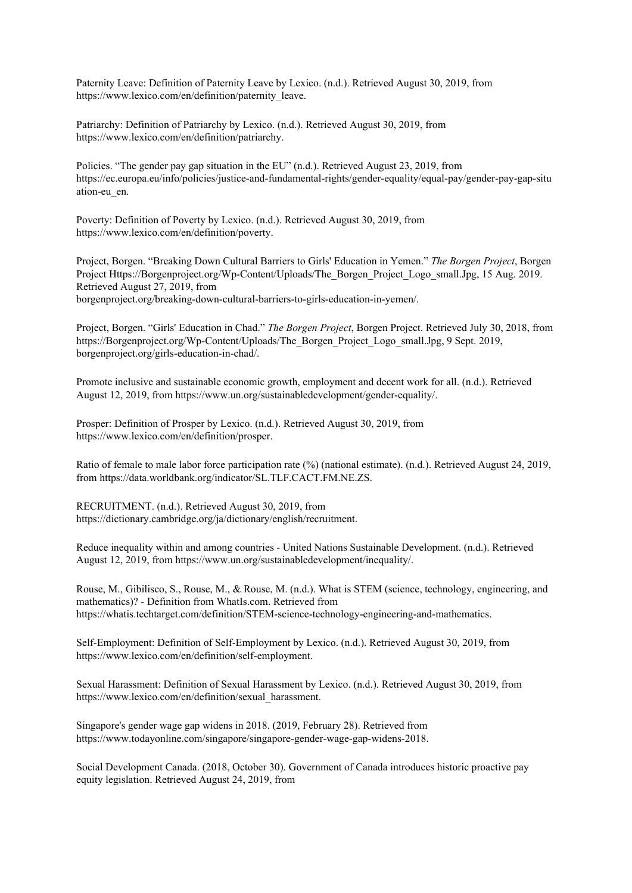Paternity Leave: Definition of Paternity Leave by Lexico. (n.d.). Retrieved August 30, 2019, from https://www.lexico.com/en/definition/paternity_leave.

Patriarchy: Definition of Patriarchy by Lexico. (n.d.). Retrieved August 30, 2019, from https://www.lexico.com/en/definition/patriarchy.

Policies. "The gender pay gap situation in the EU" (n.d.). Retrieved August 23, 2019, from https://ec.europa.eu/info/policies/justice-and-fundamental-rights/gender-equality/equal-pay/gender-pay-gap-situation-eu_en.

Poverty: Definition of Poverty by Lexico. (n.d.). Retrieved August 30, 2019, from https://www.lexico.com/en/definition/poverty.

Project, Borgen. "Breaking Down Cultural Barriers to Girls' Education in Yemen." *The Borgen Project*, Borgen Project Https://Borgenproject.org/Wp-Content/Uploads/The_Borgen_Project_Logo_small.Jpg, 15 Aug. 2019. Retrieved August 27, 2019, from borgenproject.org/breaking-down-cultural-barriers-to-girls-education-in-yemen/.

Project, Borgen. "Girls' Education in Chad." *The Borgen Project*, Borgen Project. Retrieved July 30, 2018, from https://Borgenproject.org/Wp-Content/Uploads/The_Borgen_Project_Logo_small.Jpg, 9 Sept. 2019, borgenproject.org/girls-education-in-chad/.

Promote inclusive and sustainable economic growth, employment and decent work for all. (n.d.). Retrieved August 12, 2019, from https://www.un.org/sustainabledevelopment/gender-equality/.

Prosper: Definition of Prosper by Lexico. (n.d.). Retrieved August 30, 2019, from https://www.lexico.com/en/definition/prosper.

Ratio of female to male labor force participation rate (%) (national estimate). (n.d.). Retrieved August 24, 2019, from https://data.worldbank.org/indicator/SL.TLF.CACT.FM.NE.ZS.

RECRUITMENT. (n.d.). Retrieved August 30, 2019, from https://dictionary.cambridge.org/ja/dictionary/english/recruitment.

Reduce inequality within and among countries - United Nations Sustainable Development. (n.d.). Retrieved August 12, 2019, from https://www.un.org/sustainabledevelopment/inequality/.

Rouse, M., Gibilisco, S., Rouse, M., & Rouse, M. (n.d.). What is STEM (science, technology, engineering, and mathematics)? - Definition from WhatIs.com. Retrieved from https://whatis.techtarget.com/definition/STEM-science-technology-engineering-and-mathematics.

Self-Employment: Definition of Self-Employment by Lexico. (n.d.). Retrieved August 30, 2019, from https://www.lexico.com/en/definition/self-employment.

Sexual Harassment: Definition of Sexual Harassment by Lexico. (n.d.). Retrieved August 30, 2019, from https://www.lexico.com/en/definition/sexual_harassment.

Singapore's gender wage gap widens in 2018. (2019, February 28). Retrieved from https://www.todayonline.com/singapore/singapore-gender-wage-gap-widens-2018.

Social Development Canada. (2018, October 30). Government of Canada introduces historic proactive pay equity legislation. Retrieved August 24, 2019, from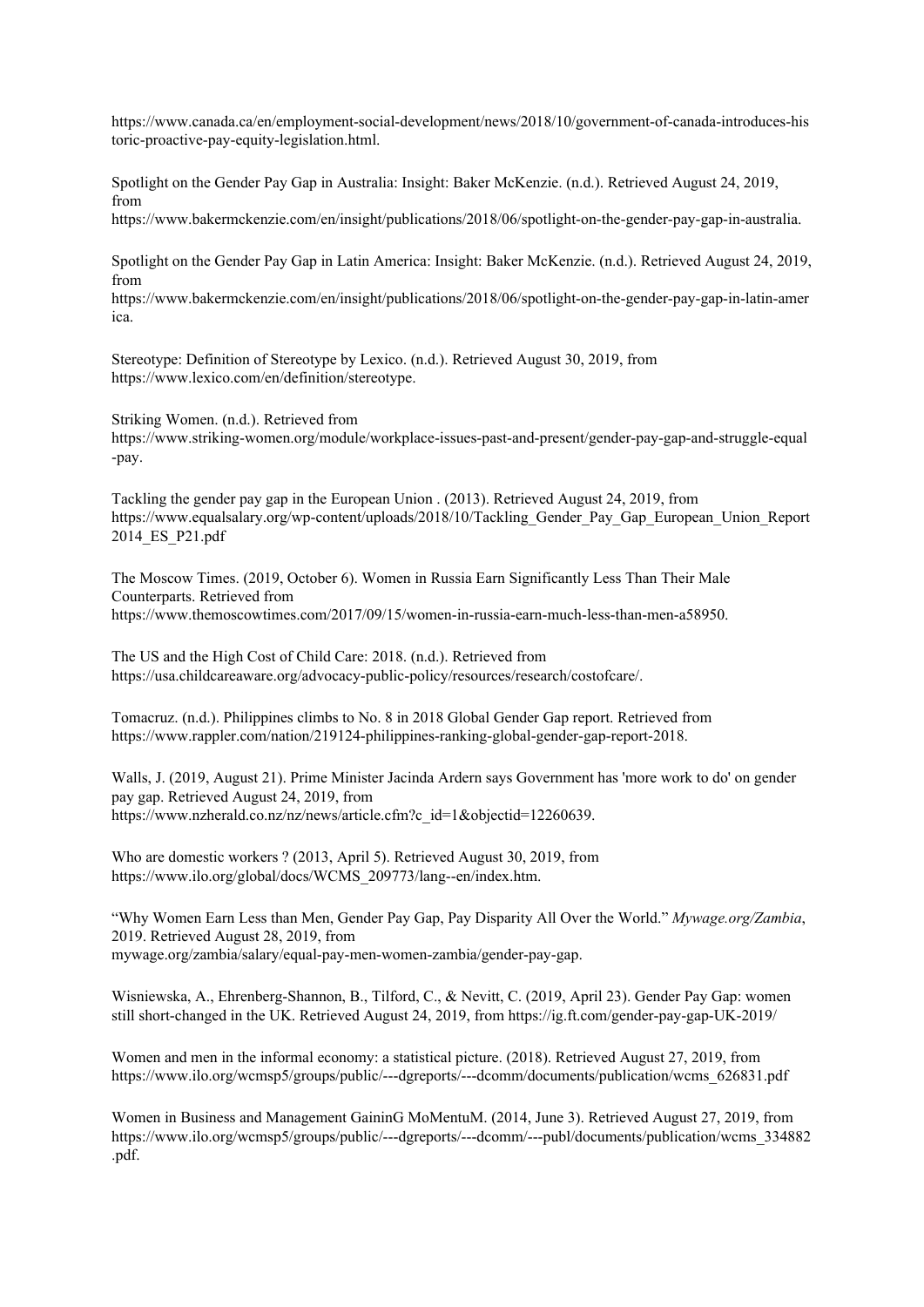https://www.canada.ca/en/employment-social-development/news/2018/10/government-of-canada-introduces-historic-proactive-pay-equity-legislation.html.

Spotlight on the Gender Pay Gap in Australia: Insight: Baker McKenzie. (n.d.). Retrieved August 24, 2019, from https://www.bakermckenzie.com/en/insight/publications/2018/06/spotlight-on-the-gender-pay-gap-in-australia.

Spotlight on the Gender Pay Gap in Latin America: Insight: Baker McKenzie. (n.d.). Retrieved August 24, 2019, from https://www.bakermckenzie.com/en/insight/publications/2018/06/spotlight-on-the-gender-pay-gap-in-latin-america.

Stereotype: Definition of Stereotype by Lexico. (n.d.). Retrieved August 30, 2019, from https://www.lexico.com/en/definition/stereotype.

Striking Women. (n.d.). Retrieved from https://www.striking-women.org/module/workplace-issues-past-and-present/gender-pay-gap-and-struggle-equal-pay.

Tackling the gender pay gap in the European Union . (2013). Retrieved August 24, 2019, from https://www.equalsalary.org/wp-content/uploads/2018/10/Tackling_Gender_Pay_Gap_European_Union_Report2014_ES_P21.pdf

The Moscow Times. (2019, October 6). Women in Russia Earn Significantly Less Than Their Male Counterparts. Retrieved from https://www.themoscowtimes.com/2017/09/15/women-in-russia-earn-much-less-than-men-a58950.

The US and the High Cost of Child Care: 2018. (n.d.). Retrieved from https://usa.childcareaware.org/advocacy-public-policy/resources/research/costofcare/.

Tomacruz. (n.d.). Philippines climbs to No. 8 in 2018 Global Gender Gap report. Retrieved from https://www.rappler.com/nation/219124-philippines-ranking-global-gender-gap-report-2018.

Walls, J. (2019, August 21). Prime Minister Jacinda Ardern says Government has 'more work to do' on gender pay gap. Retrieved August 24, 2019, from https://www.nzherald.co.nz/nz/news/article.cfm?c_id=1&objectid=12260639.

Who are domestic workers ? (2013, April 5). Retrieved August 30, 2019, from https://www.ilo.org/global/docs/WCMS_209773/lang--en/index.htm.

"Why Women Earn Less than Men, Gender Pay Gap, Pay Disparity All Over the World." *Mywage.org/Zambia*, 2019. Retrieved August 28, 2019, from mywage.org/zambia/salary/equal-pay-men-women-zambia/gender-pay-gap.

Wisniewska, A., Ehrenberg-Shannon, B., Tilford, C., & Nevitt, C. (2019, April 23). Gender Pay Gap: women still short-changed in the UK. Retrieved August 24, 2019, from https://ig.ft.com/gender-pay-gap-UK-2019/

Women and men in the informal economy: a statistical picture. (2018). Retrieved August 27, 2019, from https://www.ilo.org/wcmsp5/groups/public/---dgreports/---dcomm/documents/publication/wcms_626831.pdf

Women in Business and Management GaininG MoMentuM. (2014, June 3). Retrieved August 27, 2019, from https://www.ilo.org/wcmsp5/groups/public/---dgreports/---dcomm/---publ/documents/publication/wcms_334882.pdf.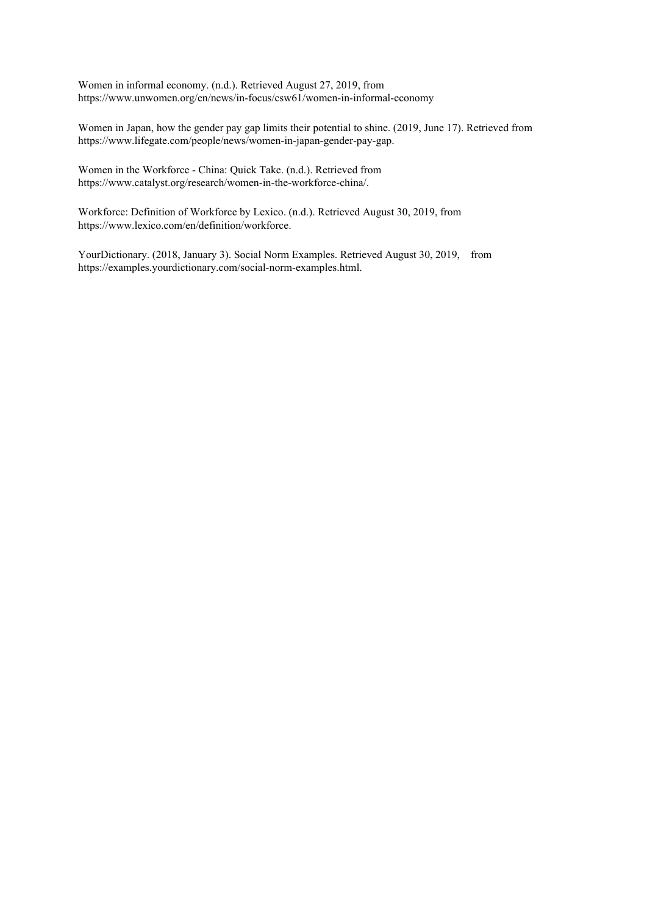Women in informal economy. (n.d.). Retrieved August 27, 2019, from https://www.unwomen.org/en/news/in-focus/csw61/women-in-informal-economy

Women in Japan, how the gender pay gap limits their potential to shine. (2019, June 17). Retrieved from https://www.lifegate.com/people/news/women-in-japan-gender-pay-gap.

Women in the Workforce - China: Quick Take. (n.d.). Retrieved from https://www.catalyst.org/research/women-in-the-workforce-china/.

Workforce: Definition of Workforce by Lexico. (n.d.). Retrieved August 30, 2019, from https://www.lexico.com/en/definition/workforce.

YourDictionary. (2018, January 3). Social Norm Examples. Retrieved August 30, 2019, from https://examples.yourdictionary.com/social-norm-examples.html.